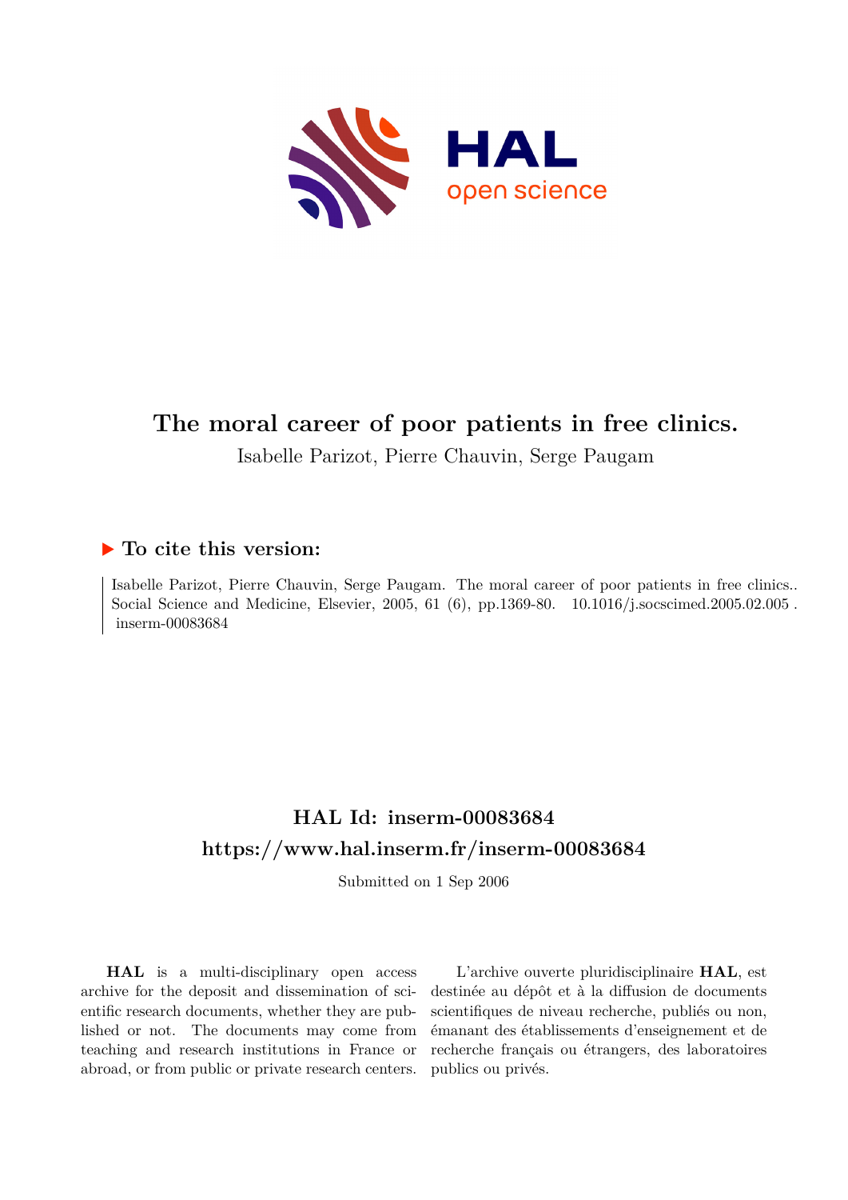# The moral career of poor patients in free clinics.

Isabelle Parizot, Pierre Chauvin, Serge Paugam

## ▶ To cite this version:

Isabelle Parizot, Pierre Chauvin, Serge Paugam. The moral career of poor patients in free clinics.. Social Science and Medicine, Elsevier, 2005, 61 (6), pp.1369-80. 10.1016/j.socscimed.2005.02.005 . inserm-00083684

## HAL Id: inserm-00083684

## https://www.hal.inserm.fr/inserm-00083684

Submitted on 1 Sep 2006

**HAL** is a multi-disciplinary open access archive for the deposit and dissemination of scientific research documents, whether they are published or not. The documents may come from teaching and research institutions in France or abroad, or from public or private research centers.

L'archive ouverte pluridisciplinaire **HAL**, est destinée au dépôt et à la diffusion de documents scientifiques de niveau recherche, publiés ou non, émanant des établissements d'enseignement et de recherche français ou étrangers, des laboratoires publics ou privés.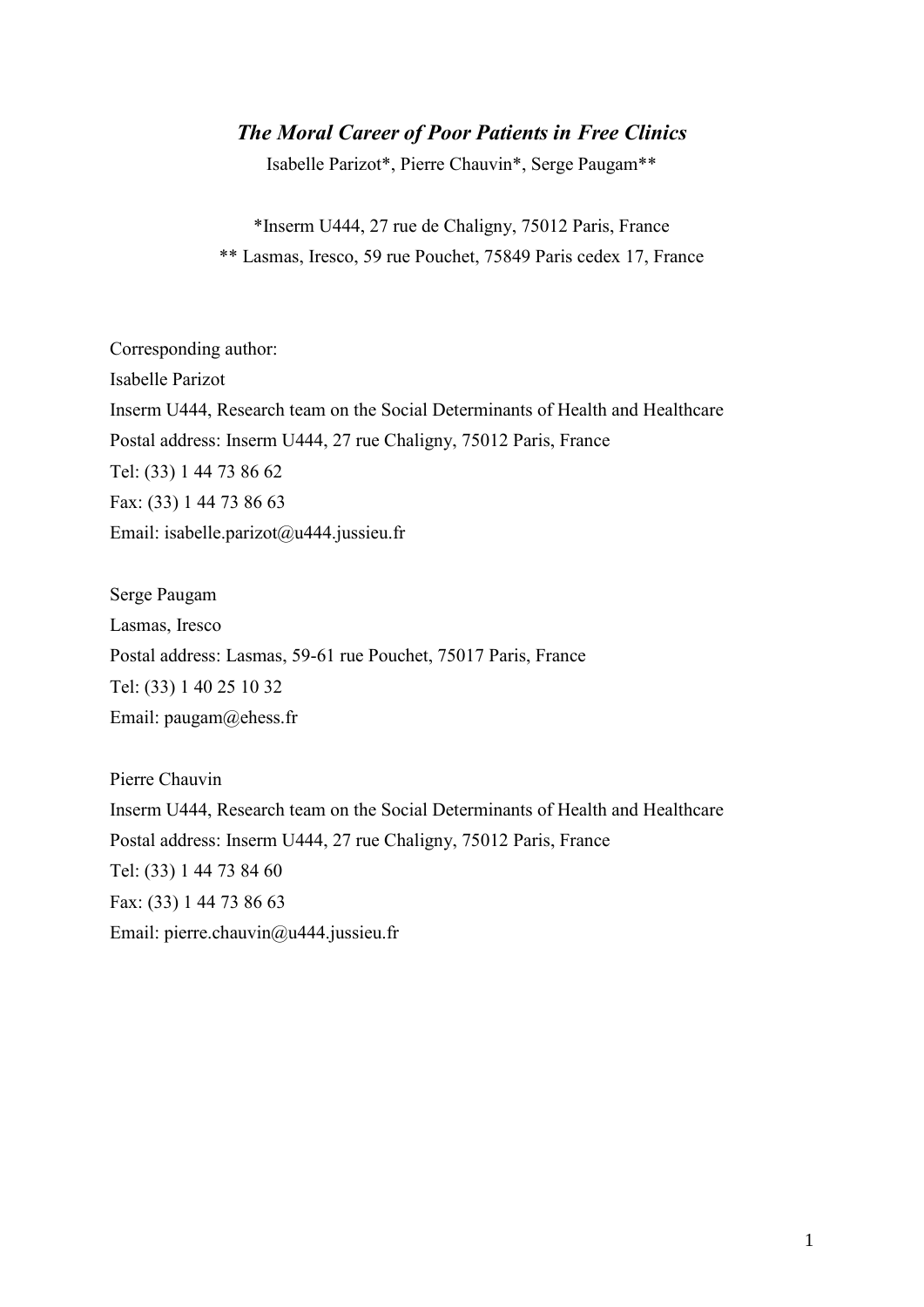# *The Moral Career of Poor Patients in Free Clinics*

Isabelle Parizot*, Pierre Chauvin*, Serge Paugam**

*Inserm U444, 27 rue de Chaligny, 75012 Paris, France

** Lasmas, Iresco, 59 rue Pouchet, 75849 Paris cedex 17, France

Corresponding author:
Isabelle Parizot
Inserm U444, Research team on the Social Determinants of Health and Healthcare
Postal address: Inserm U444, 27 rue Chaligny, 75012 Paris, France
Tel: (33) 1 44 73 86 62
Fax: (33) 1 44 73 86 63
Email: isabelle.parizot@u444.jussieu.fr

Serge Paugam
Lasmas, Iresco
Postal address: Lasmas, 59-61 rue Pouchet, 75017 Paris, France
Tel: (33) 1 40 25 10 32
Email: paugam@ehess.fr

Pierre Chauvin
Inserm U444, Research team on the Social Determinants of Health and Healthcare
Postal address: Inserm U444, 27 rue Chaligny, 75012 Paris, France
Tel: (33) 1 44 73 84 60
Fax: (33) 1 44 73 86 63
Email: pierre.chauvin@u444.jussieu.fr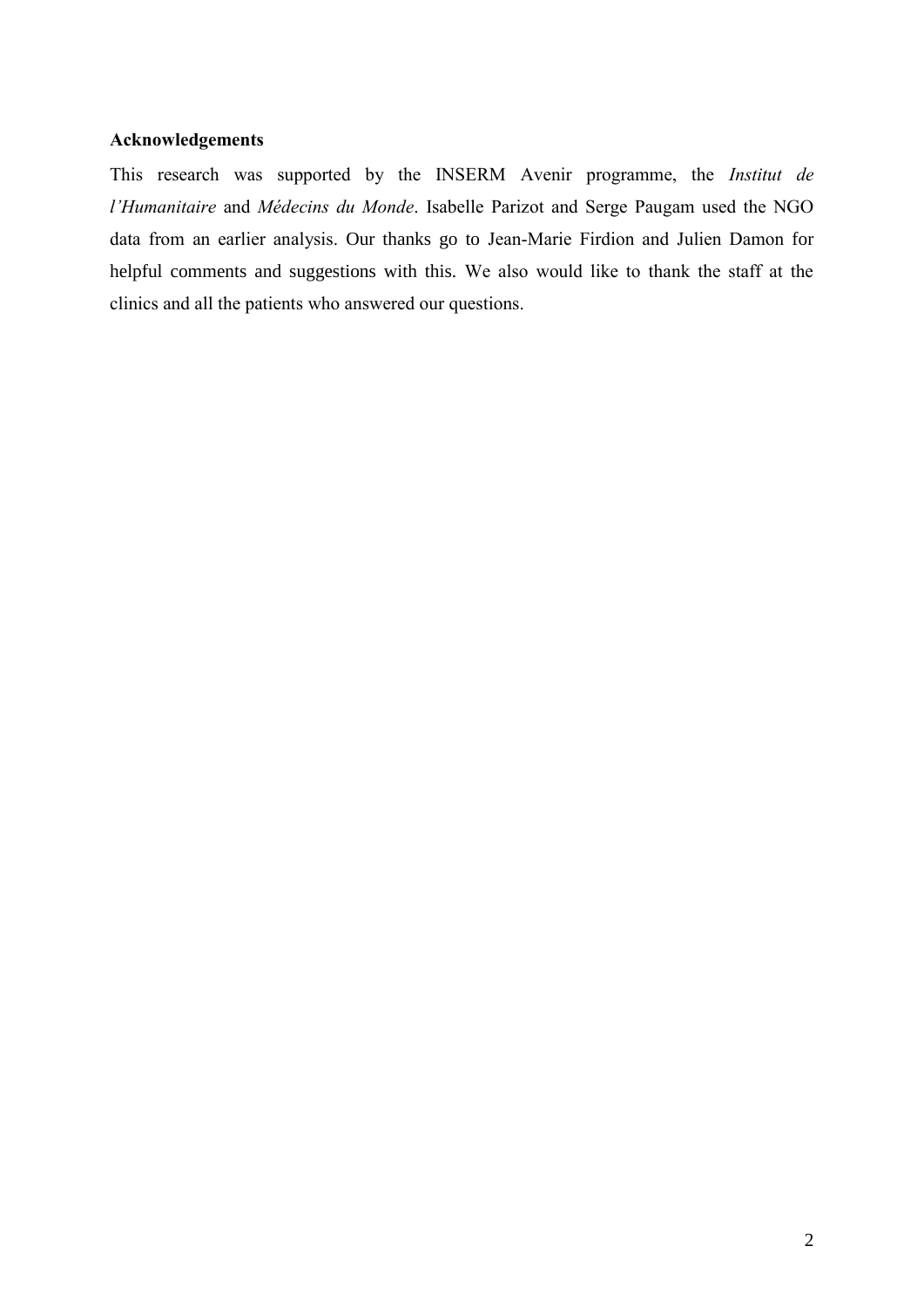**Acknowledgements**

This research was supported by the INSERM Avenir programme, the *Institut de l'Humanitaire* and *Médecins du Monde*. Isabelle Parizot and Serge Paugam used the NGO data from an earlier analysis. Our thanks go to Jean-Marie Firdion and Julien Damon for helpful comments and suggestions with this. We also would like to thank the staff at the clinics and all the patients who answered our questions.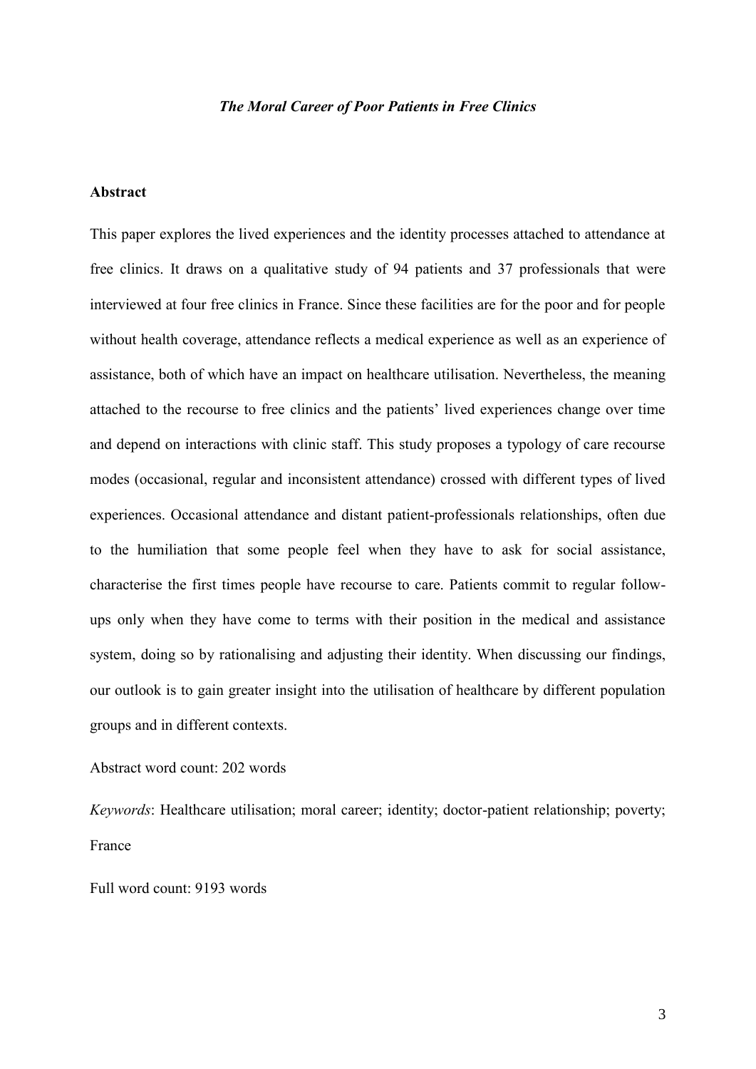***The Moral Career of Poor Patients in Free Clinics***

**Abstract**

This paper explores the lived experiences and the identity processes attached to attendance at free clinics. It draws on a qualitative study of 94 patients and 37 professionals that were interviewed at four free clinics in France. Since these facilities are for the poor and for people without health coverage, attendance reflects a medical experience as well as an experience of assistance, both of which have an impact on healthcare utilisation. Nevertheless, the meaning attached to the recourse to free clinics and the patients' lived experiences change over time and depend on interactions with clinic staff. This study proposes a typology of care recourse modes (occasional, regular and inconsistent attendance) crossed with different types of lived experiences. Occasional attendance and distant patient-professionals relationships, often due to the humiliation that some people feel when they have to ask for social assistance, characterise the first times people have recourse to care. Patients commit to regular follow-ups only when they have come to terms with their position in the medical and assistance system, doing so by rationalising and adjusting their identity. When discussing our findings, our outlook is to gain greater insight into the utilisation of healthcare by different population groups and in different contexts.

Abstract word count: 202 words

*Keywords*: Healthcare utilisation; moral career; identity; doctor-patient relationship; poverty; France

Full word count: 9193 words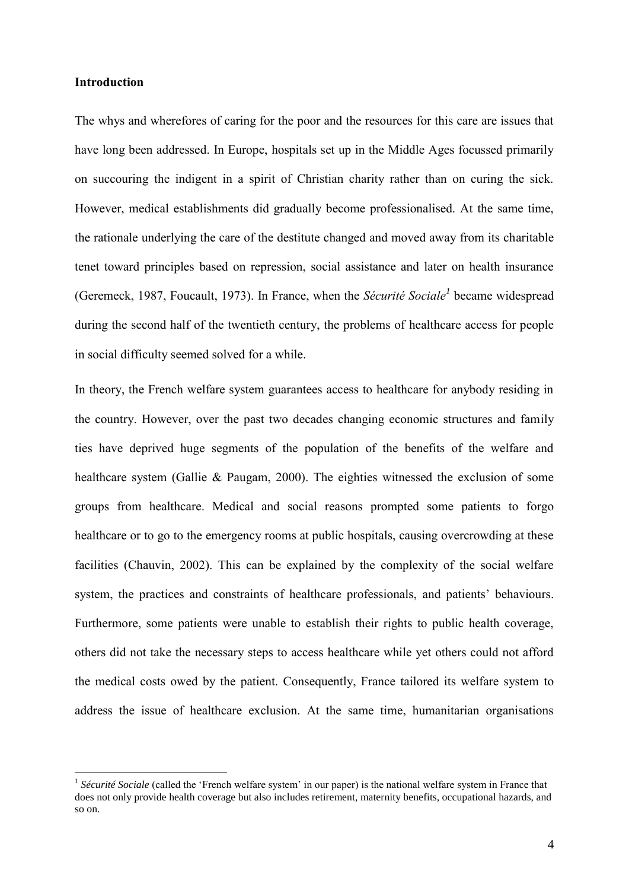**Introduction**

The whys and wherefores of caring for the poor and the resources for this care are issues that have long been addressed. In Europe, hospitals set up in the Middle Ages focussed primarily on succouring the indigent in a spirit of Christian charity rather than on curing the sick. However, medical establishments did gradually become professionalised. At the same time, the rationale underlying the care of the destitute changed and moved away from its charitable tenet toward principles based on repression, social assistance and later on health insurance (Geremeck, 1987, Foucault, 1973). In France, when the *Sécurité Sociale*[1] became widespread during the second half of the twentieth century, the problems of healthcare access for people in social difficulty seemed solved for a while.

In theory, the French welfare system guarantees access to healthcare for anybody residing in the country. However, over the past two decades changing economic structures and family ties have deprived huge segments of the population of the benefits of the welfare and healthcare system (Gallie & Paugam, 2000). The eighties witnessed the exclusion of some groups from healthcare. Medical and social reasons prompted some patients to forgo healthcare or to go to the emergency rooms at public hospitals, causing overcrowding at these facilities (Chauvin, 2002). This can be explained by the complexity of the social welfare system, the practices and constraints of healthcare professionals, and patients' behaviours. Furthermore, some patients were unable to establish their rights to public health coverage, others did not take the necessary steps to access healthcare while yet others could not afford the medical costs owed by the patient. Consequently, France tailored its welfare system to address the issue of healthcare exclusion. At the same time, humanitarian organisations

[1] *Sécurité Sociale* (called the 'French welfare system' in our paper) is the national welfare system in France that does not only provide health coverage but also includes retirement, maternity benefits, occupational hazards, and so on.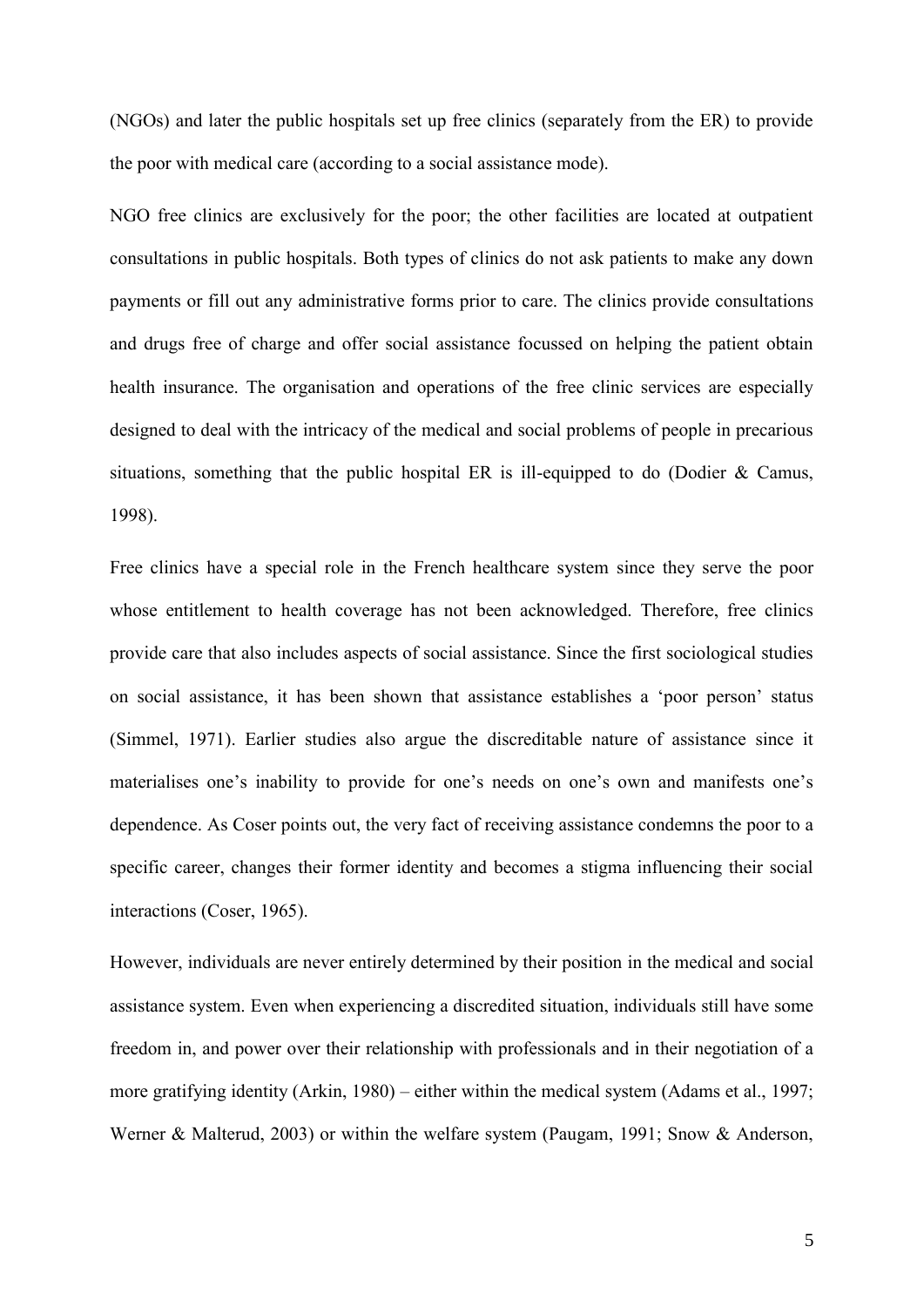(NGOs) and later the public hospitals set up free clinics (separately from the ER) to provide the poor with medical care (according to a social assistance mode).

NGO free clinics are exclusively for the poor; the other facilities are located at outpatient consultations in public hospitals. Both types of clinics do not ask patients to make any down payments or fill out any administrative forms prior to care. The clinics provide consultations and drugs free of charge and offer social assistance focussed on helping the patient obtain health insurance. The organisation and operations of the free clinic services are especially designed to deal with the intricacy of the medical and social problems of people in precarious situations, something that the public hospital ER is ill-equipped to do (Dodier & Camus, 1998).

Free clinics have a special role in the French healthcare system since they serve the poor whose entitlement to health coverage has not been acknowledged. Therefore, free clinics provide care that also includes aspects of social assistance. Since the first sociological studies on social assistance, it has been shown that assistance establishes a 'poor person' status (Simmel, 1971). Earlier studies also argue the discreditable nature of assistance since it materialises one's inability to provide for one's needs on one's own and manifests one's dependence. As Coser points out, the very fact of receiving assistance condemns the poor to a specific career, changes their former identity and becomes a stigma influencing their social interactions (Coser, 1965).

However, individuals are never entirely determined by their position in the medical and social assistance system. Even when experiencing a discredited situation, individuals still have some freedom in, and power over their relationship with professionals and in their negotiation of a more gratifying identity (Arkin, 1980) – either within the medical system (Adams et al., 1997; Werner & Malterud, 2003) or within the welfare system (Paugam, 1991; Snow & Anderson,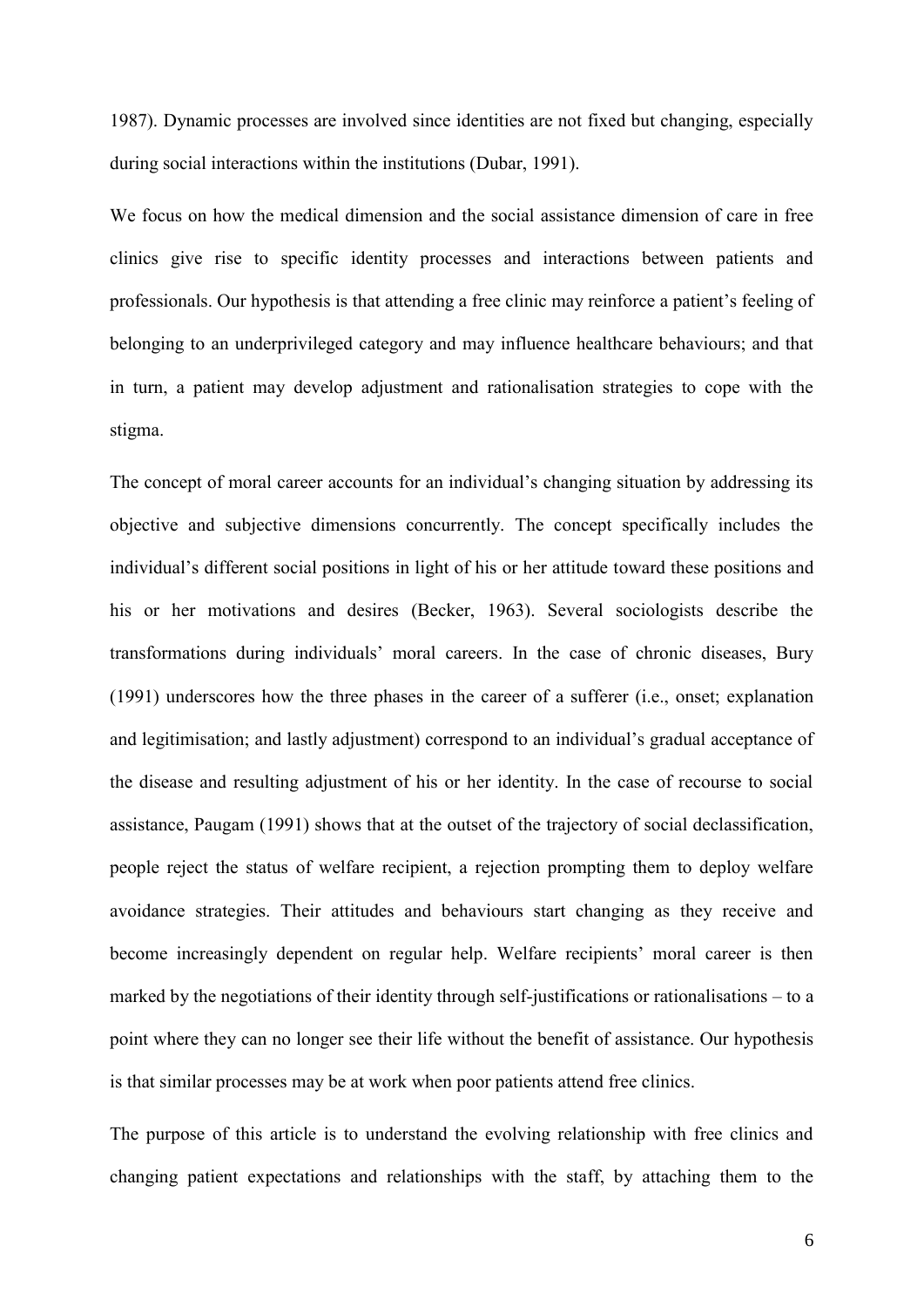1987). Dynamic processes are involved since identities are not fixed but changing, especially during social interactions within the institutions (Dubar, 1991).

We focus on how the medical dimension and the social assistance dimension of care in free clinics give rise to specific identity processes and interactions between patients and professionals. Our hypothesis is that attending a free clinic may reinforce a patient's feeling of belonging to an underprivileged category and may influence healthcare behaviours; and that in turn, a patient may develop adjustment and rationalisation strategies to cope with the stigma.

The concept of moral career accounts for an individual's changing situation by addressing its objective and subjective dimensions concurrently. The concept specifically includes the individual's different social positions in light of his or her attitude toward these positions and his or her motivations and desires (Becker, 1963). Several sociologists describe the transformations during individuals' moral careers. In the case of chronic diseases, Bury (1991) underscores how the three phases in the career of a sufferer (i.e., onset; explanation and legitimisation; and lastly adjustment) correspond to an individual's gradual acceptance of the disease and resulting adjustment of his or her identity. In the case of recourse to social assistance, Paugam (1991) shows that at the outset of the trajectory of social declassification, people reject the status of welfare recipient, a rejection prompting them to deploy welfare avoidance strategies. Their attitudes and behaviours start changing as they receive and become increasingly dependent on regular help. Welfare recipients' moral career is then marked by the negotiations of their identity through self-justifications or rationalisations – to a point where they can no longer see their life without the benefit of assistance. Our hypothesis is that similar processes may be at work when poor patients attend free clinics.

The purpose of this article is to understand the evolving relationship with free clinics and changing patient expectations and relationships with the staff, by attaching them to the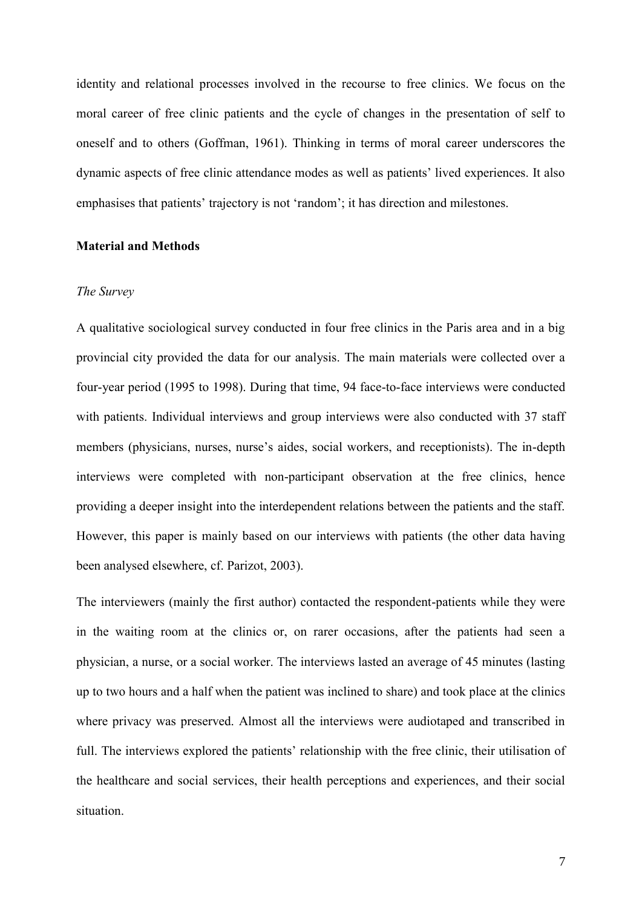identity and relational processes involved in the recourse to free clinics. We focus on the moral career of free clinic patients and the cycle of changes in the presentation of self to oneself and to others (Goffman, 1961). Thinking in terms of moral career underscores the dynamic aspects of free clinic attendance modes as well as patients' lived experiences. It also emphasises that patients' trajectory is not 'random'; it has direction and milestones.

## Material and Methods

### *The Survey*

A qualitative sociological survey conducted in four free clinics in the Paris area and in a big provincial city provided the data for our analysis. The main materials were collected over a four-year period (1995 to 1998). During that time, 94 face-to-face interviews were conducted with patients. Individual interviews and group interviews were also conducted with 37 staff members (physicians, nurses, nurse's aides, social workers, and receptionists). The in-depth interviews were completed with non-participant observation at the free clinics, hence providing a deeper insight into the interdependent relations between the patients and the staff. However, this paper is mainly based on our interviews with patients (the other data having been analysed elsewhere, cf. Parizot, 2003).

The interviewers (mainly the first author) contacted the respondent-patients while they were in the waiting room at the clinics or, on rarer occasions, after the patients had seen a physician, a nurse, or a social worker. The interviews lasted an average of 45 minutes (lasting up to two hours and a half when the patient was inclined to share) and took place at the clinics where privacy was preserved. Almost all the interviews were audiotaped and transcribed in full. The interviews explored the patients' relationship with the free clinic, their utilisation of the healthcare and social services, their health perceptions and experiences, and their social situation.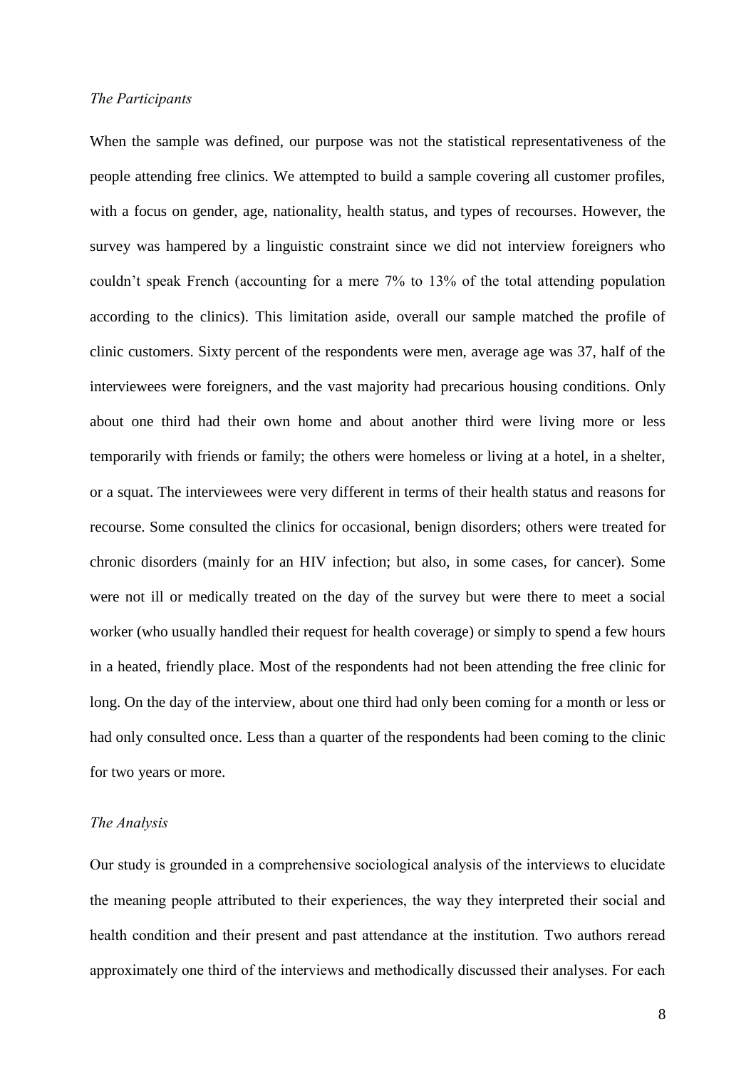*The Participants*

When the sample was defined, our purpose was not the statistical representativeness of the people attending free clinics. We attempted to build a sample covering all customer profiles, with a focus on gender, age, nationality, health status, and types of recourses. However, the survey was hampered by a linguistic constraint since we did not interview foreigners who couldn't speak French (accounting for a mere 7% to 13% of the total attending population according to the clinics). This limitation aside, overall our sample matched the profile of clinic customers. Sixty percent of the respondents were men, average age was 37, half of the interviewees were foreigners, and the vast majority had precarious housing conditions. Only about one third had their own home and about another third were living more or less temporarily with friends or family; the others were homeless or living at a hotel, in a shelter, or a squat. The interviewees were very different in terms of their health status and reasons for recourse. Some consulted the clinics for occasional, benign disorders; others were treated for chronic disorders (mainly for an HIV infection; but also, in some cases, for cancer). Some were not ill or medically treated on the day of the survey but were there to meet a social worker (who usually handled their request for health coverage) or simply to spend a few hours in a heated, friendly place. Most of the respondents had not been attending the free clinic for long. On the day of the interview, about one third had only been coming for a month or less or had only consulted once. Less than a quarter of the respondents had been coming to the clinic for two years or more.

*The Analysis*

Our study is grounded in a comprehensive sociological analysis of the interviews to elucidate the meaning people attributed to their experiences, the way they interpreted their social and health condition and their present and past attendance at the institution. Two authors reread approximately one third of the interviews and methodically discussed their analyses. For each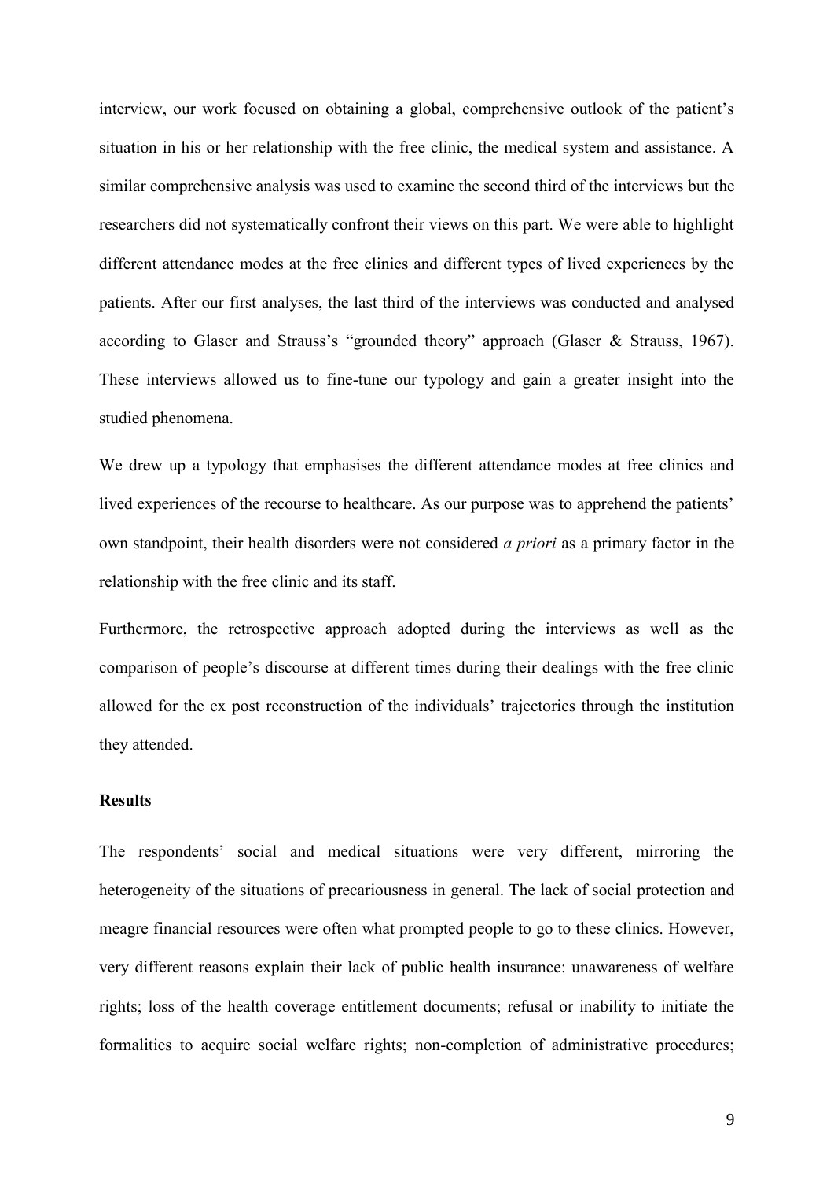interview, our work focused on obtaining a global, comprehensive outlook of the patient's situation in his or her relationship with the free clinic, the medical system and assistance. A similar comprehensive analysis was used to examine the second third of the interviews but the researchers did not systematically confront their views on this part. We were able to highlight different attendance modes at the free clinics and different types of lived experiences by the patients. After our first analyses, the last third of the interviews was conducted and analysed according to Glaser and Strauss's "grounded theory" approach (Glaser & Strauss, 1967). These interviews allowed us to fine-tune our typology and gain a greater insight into the studied phenomena.

We drew up a typology that emphasises the different attendance modes at free clinics and lived experiences of the recourse to healthcare. As our purpose was to apprehend the patients' own standpoint, their health disorders were not considered *a priori* as a primary factor in the relationship with the free clinic and its staff.

Furthermore, the retrospective approach adopted during the interviews as well as the comparison of people's discourse at different times during their dealings with the free clinic allowed for the ex post reconstruction of the individuals' trajectories through the institution they attended.

## Results

The respondents' social and medical situations were very different, mirroring the heterogeneity of the situations of precariousness in general. The lack of social protection and meagre financial resources were often what prompted people to go to these clinics. However, very different reasons explain their lack of public health insurance: unawareness of welfare rights; loss of the health coverage entitlement documents; refusal or inability to initiate the formalities to acquire social welfare rights; non-completion of administrative procedures;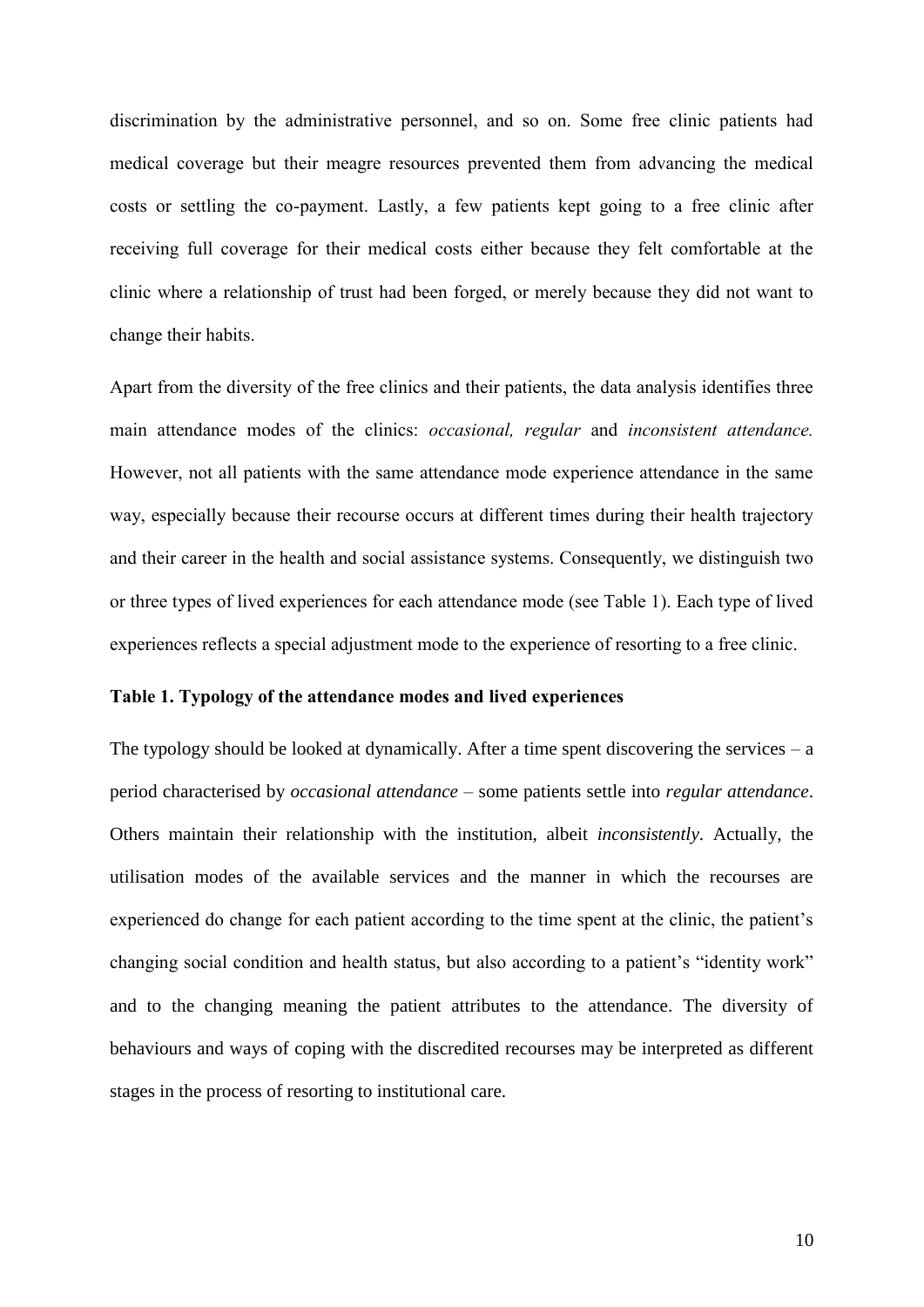discrimination by the administrative personnel, and so on. Some free clinic patients had medical coverage but their meagre resources prevented them from advancing the medical costs or settling the co-payment. Lastly, a few patients kept going to a free clinic after receiving full coverage for their medical costs either because they felt comfortable at the clinic where a relationship of trust had been forged, or merely because they did not want to change their habits.

Apart from the diversity of the free clinics and their patients, the data analysis identifies three main attendance modes of the clinics: *occasional, regular* and *inconsistent attendance.* However, not all patients with the same attendance mode experience attendance in the same way, especially because their recourse occurs at different times during their health trajectory and their career in the health and social assistance systems. Consequently, we distinguish two or three types of lived experiences for each attendance mode (see Table 1). Each type of lived experiences reflects a special adjustment mode to the experience of resorting to a free clinic.

**Table 1. Typology of the attendance modes and lived experiences**

The typology should be looked at dynamically. After a time spent discovering the services – a period characterised by *occasional attendance* – some patients settle into *regular attendance*. Others maintain their relationship with the institution, albeit *inconsistently*. Actually, the utilisation modes of the available services and the manner in which the recourses are experienced do change for each patient according to the time spent at the clinic, the patient's changing social condition and health status, but also according to a patient's "identity work" and to the changing meaning the patient attributes to the attendance. The diversity of behaviours and ways of coping with the discredited recourses may be interpreted as different stages in the process of resorting to institutional care.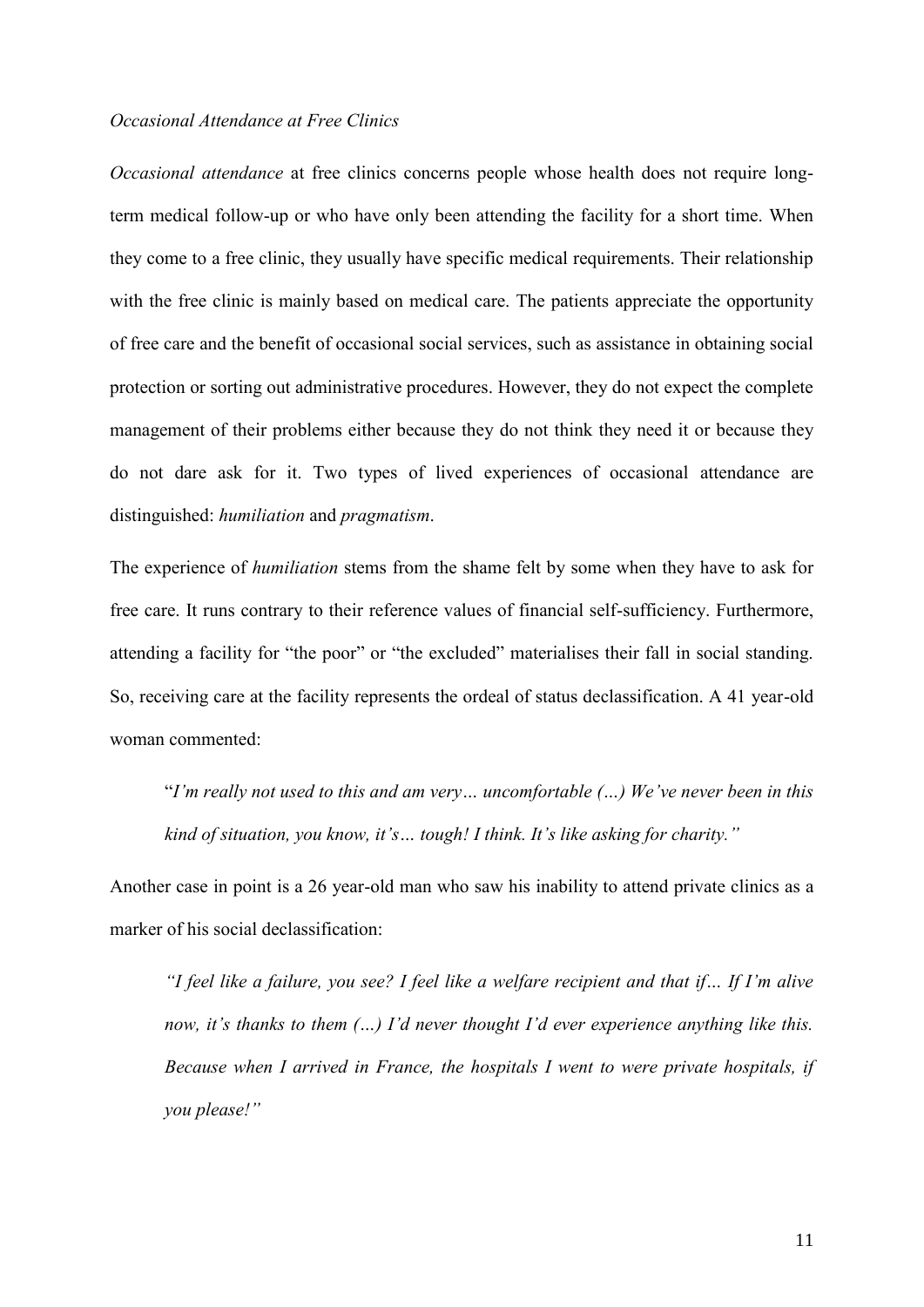*Occasional Attendance at Free Clinics*

*Occasional attendance* at free clinics concerns people whose health does not require long-term medical follow-up or who have only been attending the facility for a short time. When they come to a free clinic, they usually have specific medical requirements. Their relationship with the free clinic is mainly based on medical care. The patients appreciate the opportunity of free care and the benefit of occasional social services, such as assistance in obtaining social protection or sorting out administrative procedures. However, they do not expect the complete management of their problems either because they do not think they need it or because they do not dare ask for it. Two types of lived experiences of occasional attendance are distinguished: *humiliation* and *pragmatism*.

The experience of *humiliation* stems from the shame felt by some when they have to ask for free care. It runs contrary to their reference values of financial self-sufficiency. Furthermore, attending a facility for "the poor" or "the excluded" materialises their fall in social standing. So, receiving care at the facility represents the ordeal of status declassification. A 41 year-old woman commented:

> "*I'm really not used to this and am very… uncomfortable (…) We've never been in this kind of situation, you know, it's… tough! I think. It's like asking for charity.*"

Another case in point is a 26 year-old man who saw his inability to attend private clinics as a marker of his social declassification:

> *"I feel like a failure, you see? I feel like a welfare recipient and that if… If I'm alive now, it's thanks to them (…) I'd never thought I'd ever experience anything like this. Because when I arrived in France, the hospitals I went to were private hospitals, if you please!"*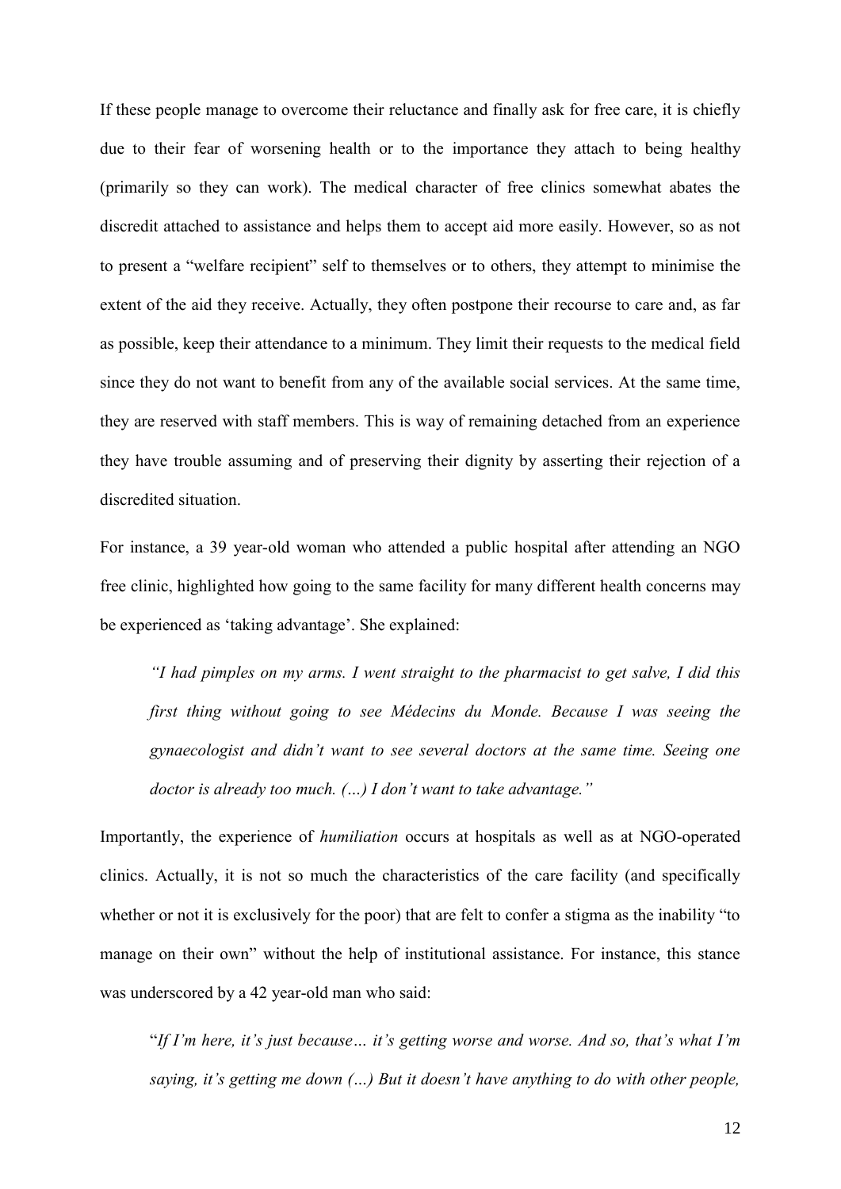If these people manage to overcome their reluctance and finally ask for free care, it is chiefly due to their fear of worsening health or to the importance they attach to being healthy (primarily so they can work). The medical character of free clinics somewhat abates the discredit attached to assistance and helps them to accept aid more easily. However, so as not to present a "welfare recipient" self to themselves or to others, they attempt to minimise the extent of the aid they receive. Actually, they often postpone their recourse to care and, as far as possible, keep their attendance to a minimum. They limit their requests to the medical field since they do not want to benefit from any of the available social services. At the same time, they are reserved with staff members. This is way of remaining detached from an experience they have trouble assuming and of preserving their dignity by asserting their rejection of a discredited situation.

For instance, a 39 year-old woman who attended a public hospital after attending an NGO free clinic, highlighted how going to the same facility for many different health concerns may be experienced as 'taking advantage'. She explained:

> *"I had pimples on my arms. I went straight to the pharmacist to get salve, I did this first thing without going to see Médecins du Monde. Because I was seeing the gynaecologist and didn't want to see several doctors at the same time. Seeing one doctor is already too much. (…) I don't want to take advantage."*

Importantly, the experience of *humiliation* occurs at hospitals as well as at NGO-operated clinics. Actually, it is not so much the characteristics of the care facility (and specifically whether or not it is exclusively for the poor) that are felt to confer a stigma as the inability "to manage on their own" without the help of institutional assistance. For instance, this stance was underscored by a 42 year-old man who said:

> "*If I'm here, it's just because… it's getting worse and worse. And so, that's what I'm saying, it's getting me down (…) But it doesn't have anything to do with other people,*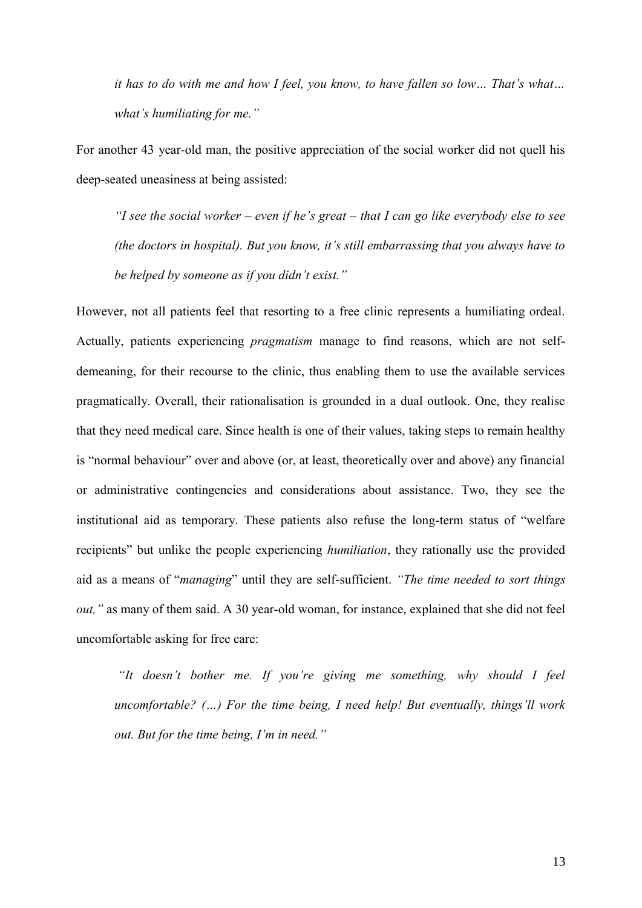*it has to do with me and how I feel, you know, to have fallen so low… That's what… what's humiliating for me."*

For another 43 year-old man, the positive appreciation of the social worker did not quell his deep-seated uneasiness at being assisted:

> *"I see the social worker – even if he's great – that I can go like everybody else to see (the doctors in hospital). But you know, it's still embarrassing that you always have to be helped by someone as if you didn't exist."*

However, not all patients feel that resorting to a free clinic represents a humiliating ordeal. Actually, patients experiencing *pragmatism* manage to find reasons, which are not self-demeaning, for their recourse to the clinic, thus enabling them to use the available services pragmatically. Overall, their rationalisation is grounded in a dual outlook. One, they realise that they need medical care. Since health is one of their values, taking steps to remain healthy is "normal behaviour" over and above (or, at least, theoretically over and above) any financial or administrative contingencies and considerations about assistance. Two, they see the institutional aid as temporary. These patients also refuse the long-term status of "welfare recipients" but unlike the people experiencing *humiliation*, they rationally use the provided aid as a means of "*managing*" until they are self-sufficient. *"The time needed to sort things out,"* as many of them said. A 30 year-old woman, for instance, explained that she did not feel uncomfortable asking for free care:

> *"It doesn't bother me. If you're giving me something, why should I feel uncomfortable? (…) For the time being, I need help! But eventually, things'll work out. But for the time being, I'm in need."*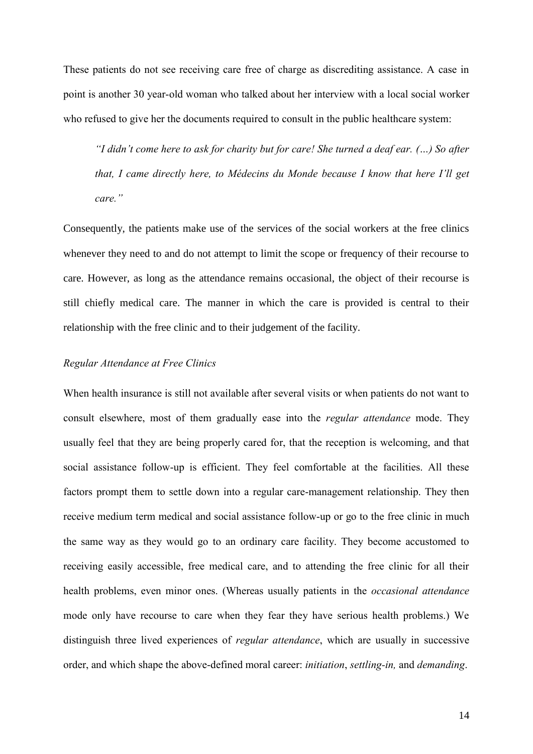These patients do not see receiving care free of charge as discrediting assistance. A case in point is another 30 year-old woman who talked about her interview with a local social worker who refused to give her the documents required to consult in the public healthcare system:

> *"I didn't come here to ask for charity but for care! She turned a deaf ear. (…) So after that, I came directly here, to Médecins du Monde because I know that here I'll get care."*

Consequently, the patients make use of the services of the social workers at the free clinics whenever they need to and do not attempt to limit the scope or frequency of their recourse to care. However, as long as the attendance remains occasional, the object of their recourse is still chiefly medical care. The manner in which the care is provided is central to their relationship with the free clinic and to their judgement of the facility.

*Regular Attendance at Free Clinics*

When health insurance is still not available after several visits or when patients do not want to consult elsewhere, most of them gradually ease into the *regular attendance* mode. They usually feel that they are being properly cared for, that the reception is welcoming, and that social assistance follow-up is efficient. They feel comfortable at the facilities. All these factors prompt them to settle down into a regular care-management relationship. They then receive medium term medical and social assistance follow-up or go to the free clinic in much the same way as they would go to an ordinary care facility. They become accustomed to receiving easily accessible, free medical care, and to attending the free clinic for all their health problems, even minor ones. (Whereas usually patients in the *occasional attendance* mode only have recourse to care when they fear they have serious health problems.) We distinguish three lived experiences of *regular attendance*, which are usually in successive order, and which shape the above-defined moral career: *initiation*, *settling-in,* and *demanding*.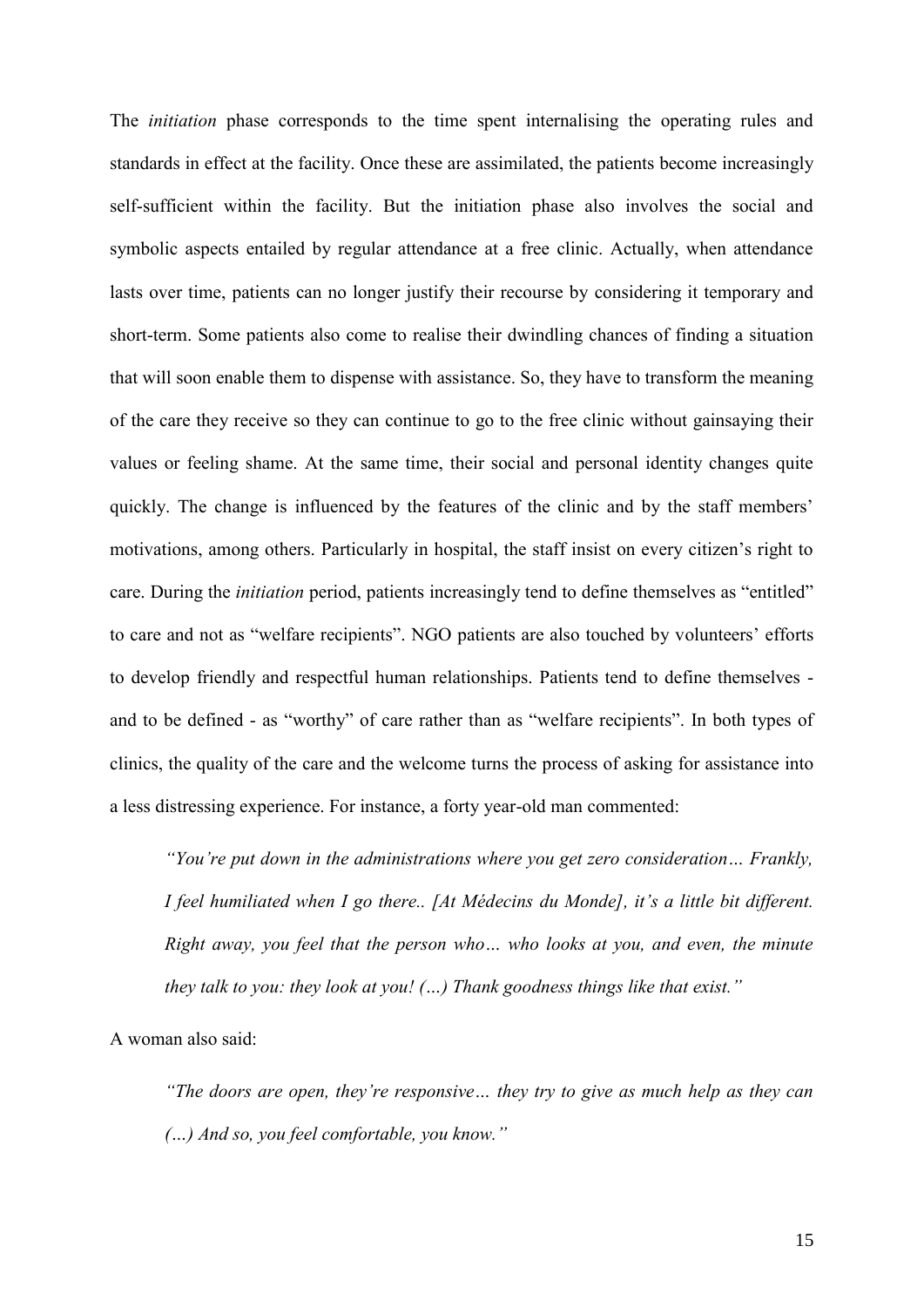The *initiation* phase corresponds to the time spent internalising the operating rules and standards in effect at the facility. Once these are assimilated, the patients become increasingly self-sufficient within the facility. But the initiation phase also involves the social and symbolic aspects entailed by regular attendance at a free clinic. Actually, when attendance lasts over time, patients can no longer justify their recourse by considering it temporary and short-term. Some patients also come to realise their dwindling chances of finding a situation that will soon enable them to dispense with assistance. So, they have to transform the meaning of the care they receive so they can continue to go to the free clinic without gainsaying their values or feeling shame. At the same time, their social and personal identity changes quite quickly. The change is influenced by the features of the clinic and by the staff members' motivations, among others. Particularly in hospital, the staff insist on every citizen's right to care. During the *initiation* period, patients increasingly tend to define themselves as "entitled" to care and not as "welfare recipients". NGO patients are also touched by volunteers' efforts to develop friendly and respectful human relationships. Patients tend to define themselves - and to be defined - as "worthy" of care rather than as "welfare recipients". In both types of clinics, the quality of the care and the welcome turns the process of asking for assistance into a less distressing experience. For instance, a forty year-old man commented:

> *"You're put down in the administrations where you get zero consideration… Frankly, I feel humiliated when I go there.. [At Médecins du Monde], it's a little bit different. Right away, you feel that the person who… who looks at you, and even, the minute they talk to you: they look at you! (…) Thank goodness things like that exist."*

A woman also said:

> *"The doors are open, they're responsive… they try to give as much help as they can (…) And so, you feel comfortable, you know."*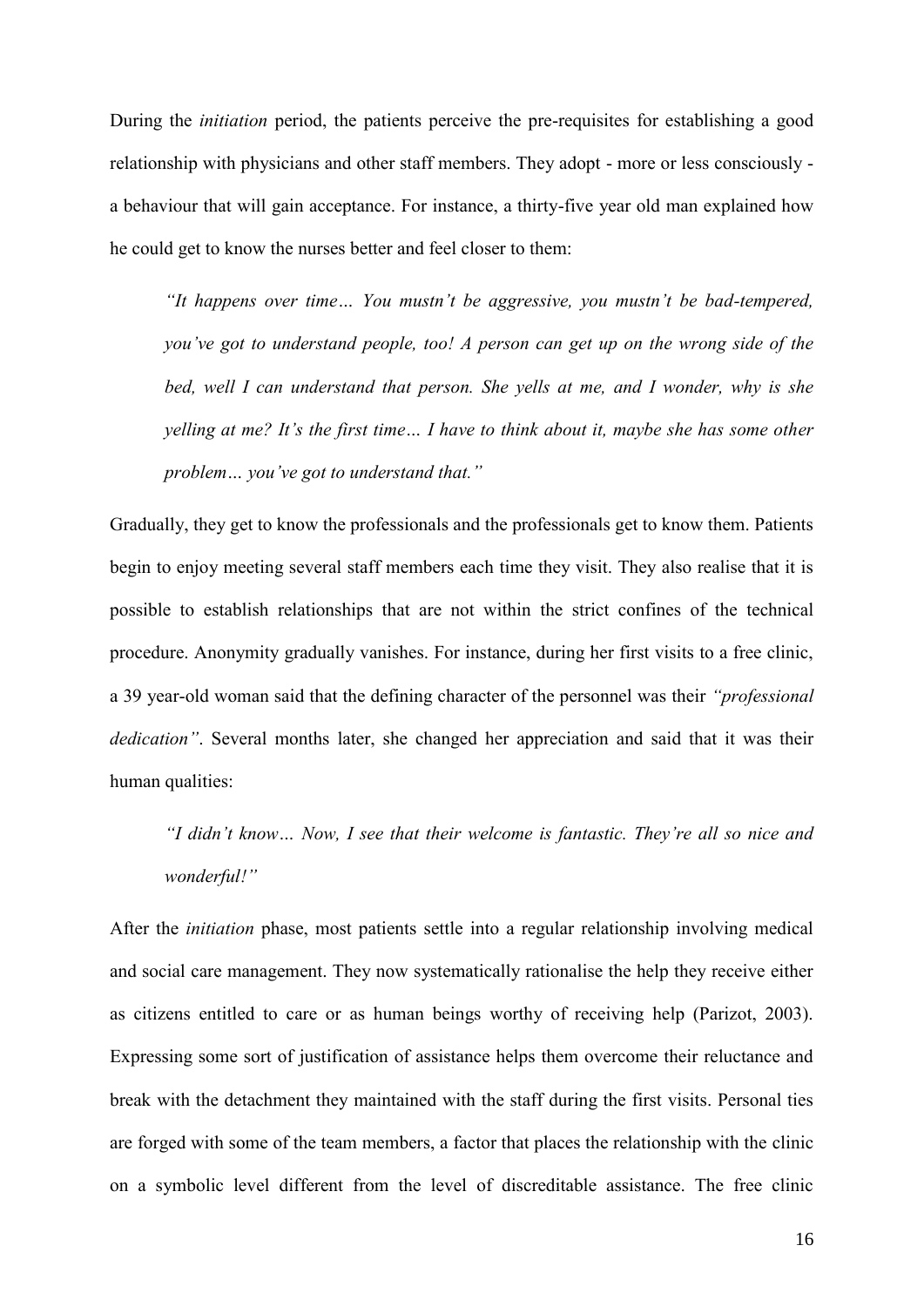During the *initiation* period, the patients perceive the pre-requisites for establishing a good relationship with physicians and other staff members. They adopt - more or less consciously - a behaviour that will gain acceptance. For instance, a thirty-five year old man explained how he could get to know the nurses better and feel closer to them:

> *"It happens over time… You mustn't be aggressive, you mustn't be bad-tempered, you've got to understand people, too! A person can get up on the wrong side of the bed, well I can understand that person. She yells at me, and I wonder, why is she yelling at me? It's the first time… I have to think about it, maybe she has some other problem… you've got to understand that."*

Gradually, they get to know the professionals and the professionals get to know them. Patients begin to enjoy meeting several staff members each time they visit. They also realise that it is possible to establish relationships that are not within the strict confines of the technical procedure. Anonymity gradually vanishes. For instance, during her first visits to a free clinic, a 39 year-old woman said that the defining character of the personnel was their *"professional dedication"*. Several months later, she changed her appreciation and said that it was their human qualities:

> *"I didn't know… Now, I see that their welcome is fantastic. They're all so nice and wonderful!"*

After the *initiation* phase, most patients settle into a regular relationship involving medical and social care management. They now systematically rationalise the help they receive either as citizens entitled to care or as human beings worthy of receiving help (Parizot, 2003). Expressing some sort of justification of assistance helps them overcome their reluctance and break with the detachment they maintained with the staff during the first visits. Personal ties are forged with some of the team members, a factor that places the relationship with the clinic on a symbolic level different from the level of discreditable assistance. The free clinic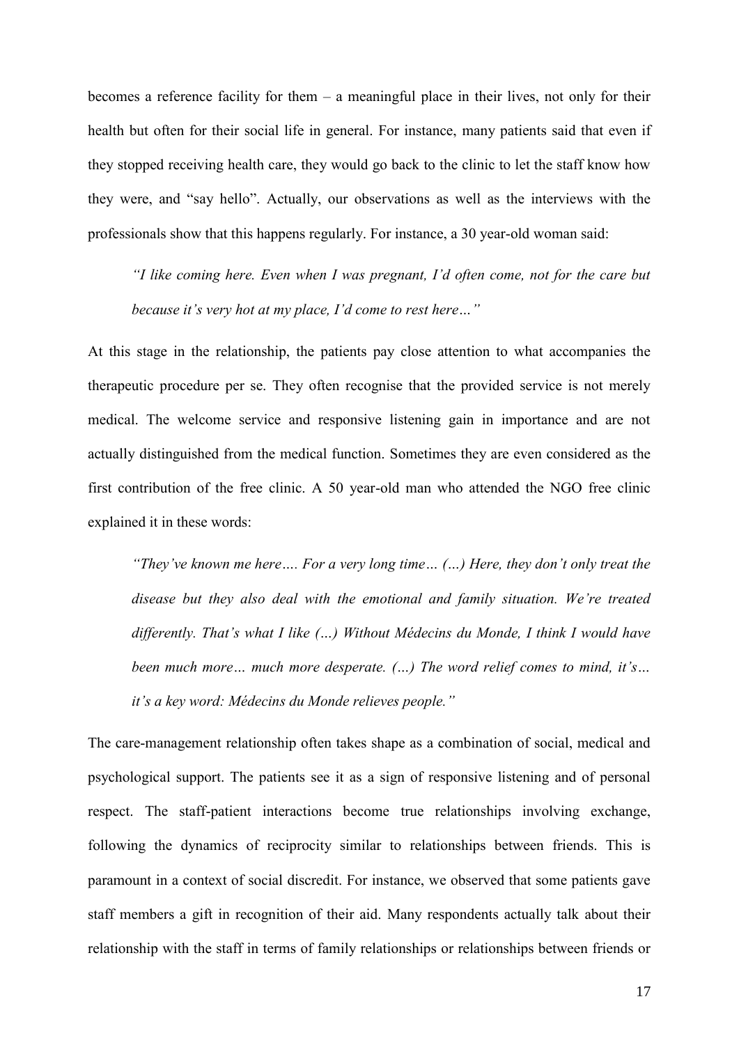becomes a reference facility for them – a meaningful place in their lives, not only for their health but often for their social life in general. For instance, many patients said that even if they stopped receiving health care, they would go back to the clinic to let the staff know how they were, and "say hello". Actually, our observations as well as the interviews with the professionals show that this happens regularly. For instance, a 30 year-old woman said:

> *"I like coming here. Even when I was pregnant, I'd often come, not for the care but because it's very hot at my place, I'd come to rest here…"*

At this stage in the relationship, the patients pay close attention to what accompanies the therapeutic procedure per se. They often recognise that the provided service is not merely medical. The welcome service and responsive listening gain in importance and are not actually distinguished from the medical function. Sometimes they are even considered as the first contribution of the free clinic. A 50 year-old man who attended the NGO free clinic explained it in these words:

> *"They've known me here…. For a very long time… (…) Here, they don't only treat the disease but they also deal with the emotional and family situation. We're treated differently. That's what I like (…) Without Médecins du Monde, I think I would have been much more… much more desperate. (…) The word relief comes to mind, it's… it's a key word: Médecins du Monde relieves people."*

The care-management relationship often takes shape as a combination of social, medical and psychological support. The patients see it as a sign of responsive listening and of personal respect. The staff-patient interactions become true relationships involving exchange, following the dynamics of reciprocity similar to relationships between friends. This is paramount in a context of social discredit. For instance, we observed that some patients gave staff members a gift in recognition of their aid. Many respondents actually talk about their relationship with the staff in terms of family relationships or relationships between friends or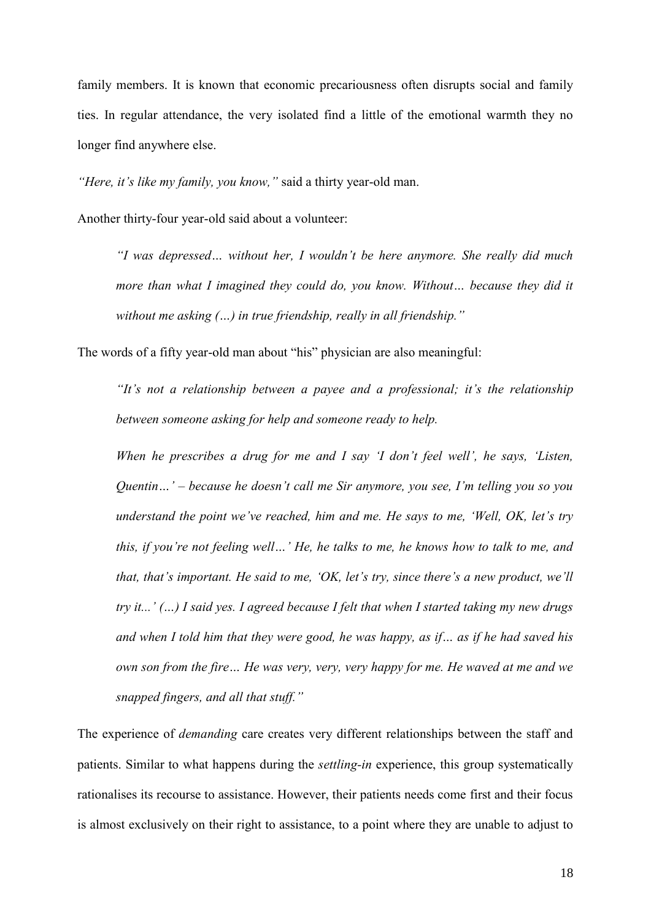family members. It is known that economic precariousness often disrupts social and family ties. In regular attendance, the very isolated find a little of the emotional warmth they no longer find anywhere else.

*"Here, it's like my family, you know,"* said a thirty year-old man.

Another thirty-four year-old said about a volunteer:

> *"I was depressed… without her, I wouldn't be here anymore. She really did much more than what I imagined they could do, you know. Without… because they did it without me asking (…) in true friendship, really in all friendship."*

The words of a fifty year-old man about "his" physician are also meaningful:

> *"It's not a relationship between a payee and a professional; it's the relationship between someone asking for help and someone ready to help.*
>
> *When he prescribes a drug for me and I say 'I don't feel well', he says, 'Listen, Quentin…' – because he doesn't call me Sir anymore, you see, I'm telling you so you understand the point we've reached, him and me. He says to me, 'Well, OK, let's try this, if you're not feeling well…' He, he talks to me, he knows how to talk to me, and that, that's important. He said to me, 'OK, let's try, since there's a new product, we'll try it...' (…) I said yes. I agreed because I felt that when I started taking my new drugs and when I told him that they were good, he was happy, as if… as if he had saved his own son from the fire… He was very, very, very happy for me. He waved at me and we snapped fingers, and all that stuff."*

The experience of *demanding* care creates very different relationships between the staff and patients. Similar to what happens during the *settling-in* experience, this group systematically rationalises its recourse to assistance. However, their patients needs come first and their focus is almost exclusively on their right to assistance, to a point where they are unable to adjust to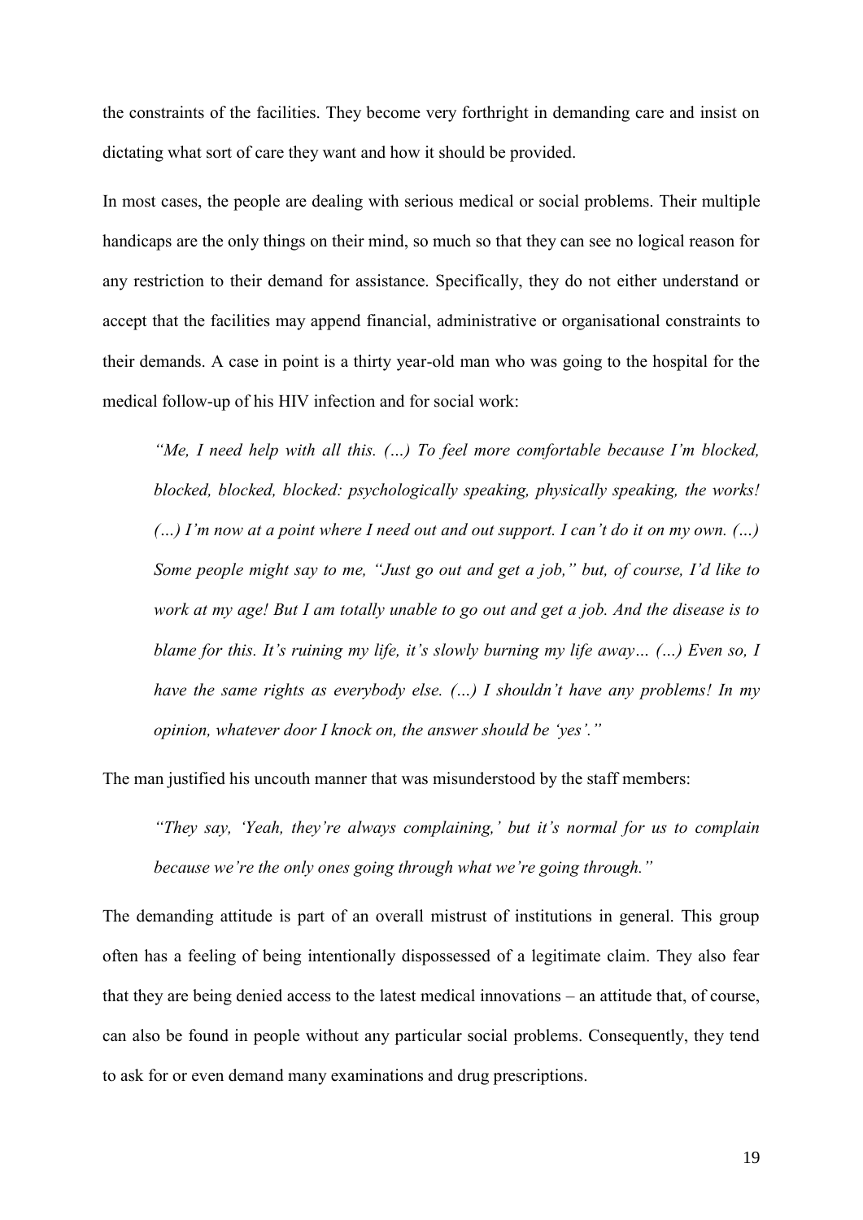the constraints of the facilities. They become very forthright in demanding care and insist on dictating what sort of care they want and how it should be provided.

In most cases, the people are dealing with serious medical or social problems. Their multiple handicaps are the only things on their mind, so much so that they can see no logical reason for any restriction to their demand for assistance. Specifically, they do not either understand or accept that the facilities may append financial, administrative or organisational constraints to their demands. A case in point is a thirty year-old man who was going to the hospital for the medical follow-up of his HIV infection and for social work:

> *"Me, I need help with all this. (…) To feel more comfortable because I'm blocked, blocked, blocked, blocked: psychologically speaking, physically speaking, the works! (…) I'm now at a point where I need out and out support. I can't do it on my own. (…) Some people might say to me, "Just go out and get a job," but, of course, I'd like to work at my age! But I am totally unable to go out and get a job. And the disease is to blame for this. It's ruining my life, it's slowly burning my life away… (…) Even so, I have the same rights as everybody else. (…) I shouldn't have any problems! In my opinion, whatever door I knock on, the answer should be 'yes'."*

The man justified his uncouth manner that was misunderstood by the staff members:

> *"They say, 'Yeah, they're always complaining,' but it's normal for us to complain because we're the only ones going through what we're going through."*

The demanding attitude is part of an overall mistrust of institutions in general. This group often has a feeling of being intentionally dispossessed of a legitimate claim. They also fear that they are being denied access to the latest medical innovations – an attitude that, of course, can also be found in people without any particular social problems. Consequently, they tend to ask for or even demand many examinations and drug prescriptions.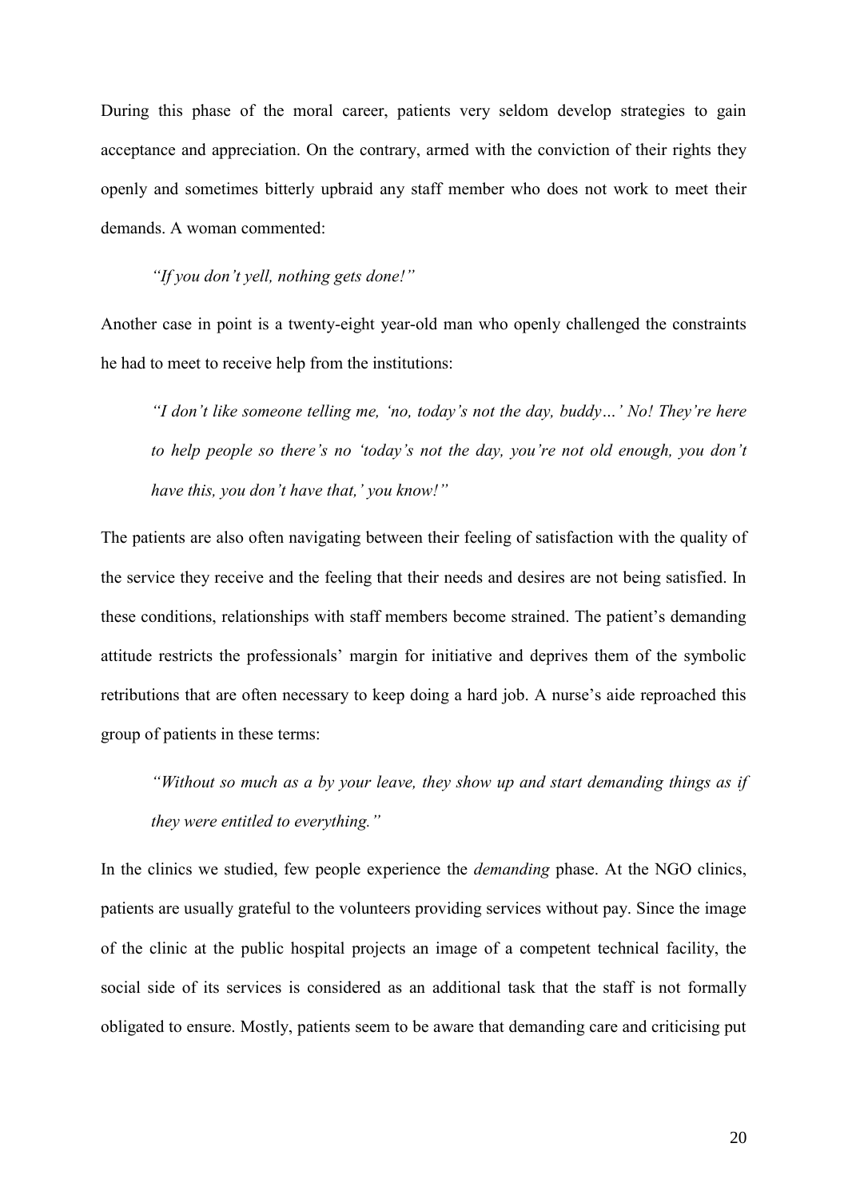During this phase of the moral career, patients very seldom develop strategies to gain acceptance and appreciation. On the contrary, armed with the conviction of their rights they openly and sometimes bitterly upbraid any staff member who does not work to meet their demands. A woman commented:

> *"If you don't yell, nothing gets done!"*

Another case in point is a twenty-eight year-old man who openly challenged the constraints he had to meet to receive help from the institutions:

> *"I don't like someone telling me, 'no, today's not the day, buddy…' No! They're here to help people so there's no 'today's not the day, you're not old enough, you don't have this, you don't have that,' you know!"*

The patients are also often navigating between their feeling of satisfaction with the quality of the service they receive and the feeling that their needs and desires are not being satisfied. In these conditions, relationships with staff members become strained. The patient's demanding attitude restricts the professionals' margin for initiative and deprives them of the symbolic retributions that are often necessary to keep doing a hard job. A nurse's aide reproached this group of patients in these terms:

> *"Without so much as a by your leave, they show up and start demanding things as if they were entitled to everything."*

In the clinics we studied, few people experience the *demanding* phase. At the NGO clinics, patients are usually grateful to the volunteers providing services without pay. Since the image of the clinic at the public hospital projects an image of a competent technical facility, the social side of its services is considered as an additional task that the staff is not formally obligated to ensure. Mostly, patients seem to be aware that demanding care and criticising put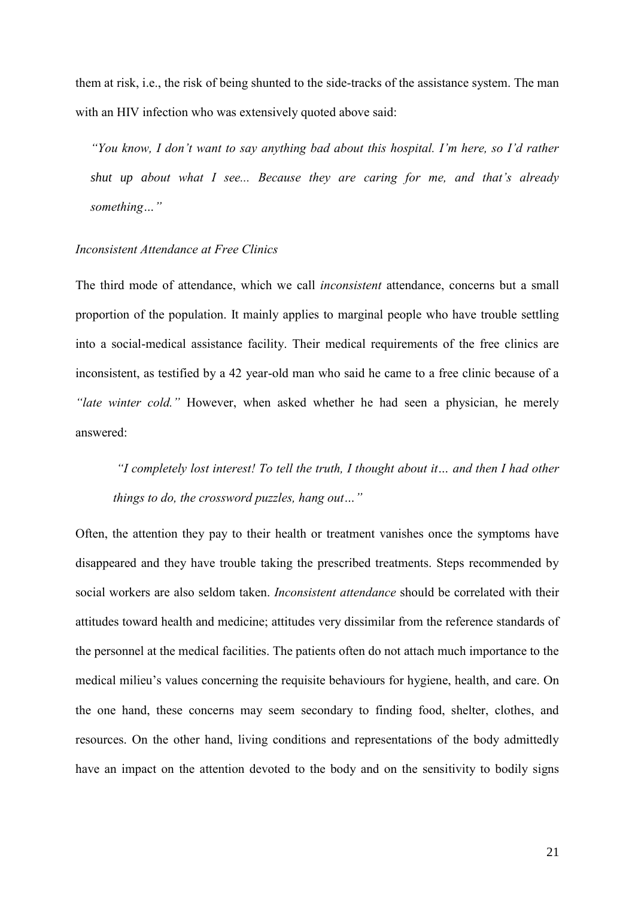them at risk, i.e., the risk of being shunted to the side-tracks of the assistance system. The man with an HIV infection who was extensively quoted above said:

> *"You know, I don't want to say anything bad about this hospital. I'm here, so I'd rather shut up about what I see... Because they are caring for me, and that's already something…"*

*Inconsistent Attendance at Free Clinics*

The third mode of attendance, which we call *inconsistent* attendance, concerns but a small proportion of the population. It mainly applies to marginal people who have trouble settling into a social-medical assistance facility. Their medical requirements of the free clinics are inconsistent, as testified by a 42 year-old man who said he came to a free clinic because of a *"late winter cold."* However, when asked whether he had seen a physician, he merely answered:

> *"I completely lost interest! To tell the truth, I thought about it… and then I had other things to do, the crossword puzzles, hang out…"*

Often, the attention they pay to their health or treatment vanishes once the symptoms have disappeared and they have trouble taking the prescribed treatments. Steps recommended by social workers are also seldom taken. *Inconsistent attendance* should be correlated with their attitudes toward health and medicine; attitudes very dissimilar from the reference standards of the personnel at the medical facilities. The patients often do not attach much importance to the medical milieu's values concerning the requisite behaviours for hygiene, health, and care. On the one hand, these concerns may seem secondary to finding food, shelter, clothes, and resources. On the other hand, living conditions and representations of the body admittedly have an impact on the attention devoted to the body and on the sensitivity to bodily signs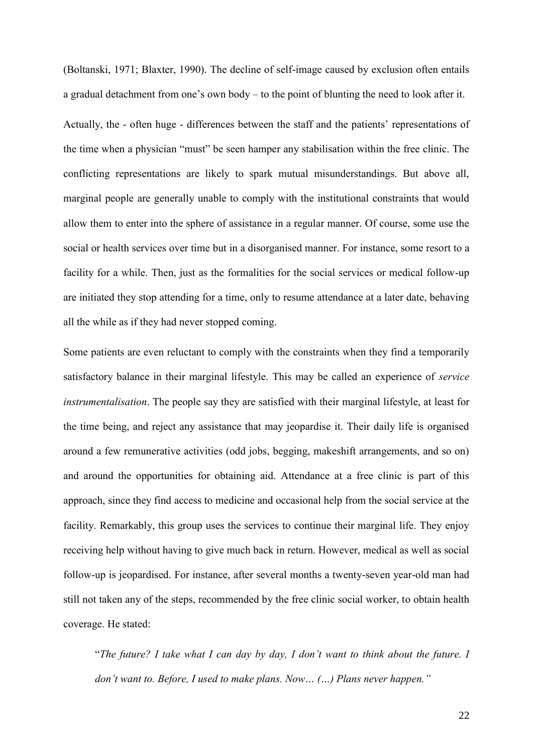(Boltanski, 1971; Blaxter, 1990). The decline of self-image caused by exclusion often entails a gradual detachment from one's own body – to the point of blunting the need to look after it.

Actually, the - often huge - differences between the staff and the patients' representations of the time when a physician "must" be seen hamper any stabilisation within the free clinic. The conflicting representations are likely to spark mutual misunderstandings. But above all, marginal people are generally unable to comply with the institutional constraints that would allow them to enter into the sphere of assistance in a regular manner. Of course, some use the social or health services over time but in a disorganised manner. For instance, some resort to a facility for a while. Then, just as the formalities for the social services or medical follow-up are initiated they stop attending for a time, only to resume attendance at a later date, behaving all the while as if they had never stopped coming.

Some patients are even reluctant to comply with the constraints when they find a temporarily satisfactory balance in their marginal lifestyle. This may be called an experience of *service instrumentalisation*. The people say they are satisfied with their marginal lifestyle, at least for the time being, and reject any assistance that may jeopardise it. Their daily life is organised around a few remunerative activities (odd jobs, begging, makeshift arrangements, and so on) and around the opportunities for obtaining aid. Attendance at a free clinic is part of this approach, since they find access to medicine and occasional help from the social service at the facility. Remarkably, this group uses the services to continue their marginal life. They enjoy receiving help without having to give much back in return. However, medical as well as social follow-up is jeopardised. For instance, after several months a twenty-seven year-old man had still not taken any of the steps, recommended by the free clinic social worker, to obtain health coverage. He stated:

> "*The future? I take what I can day by day, I don't want to think about the future. I don't want to. Before, I used to make plans. Now… (…) Plans never happen.*"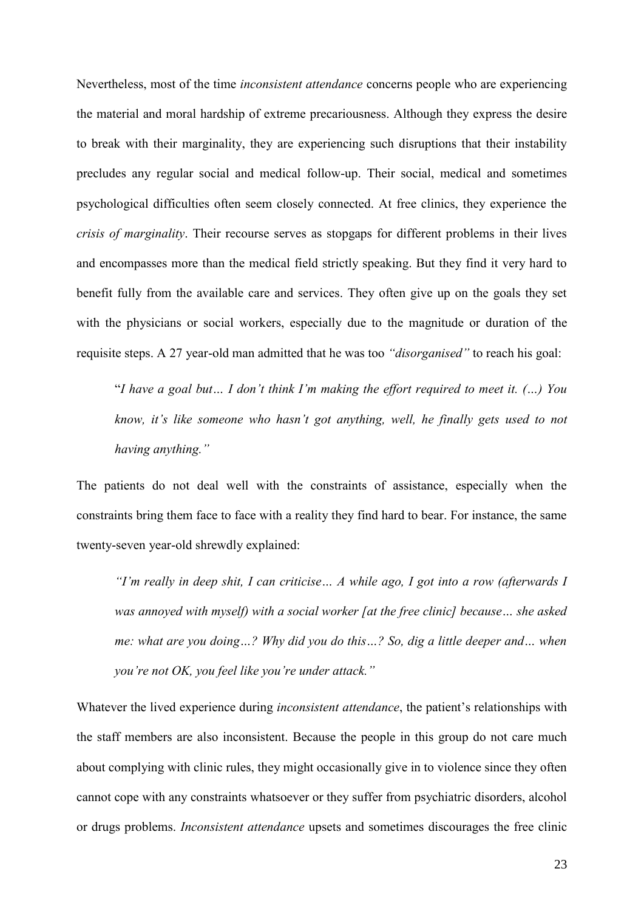Nevertheless, most of the time *inconsistent attendance* concerns people who are experiencing the material and moral hardship of extreme precariousness. Although they express the desire to break with their marginality, they are experiencing such disruptions that their instability precludes any regular social and medical follow-up. Their social, medical and sometimes psychological difficulties often seem closely connected. At free clinics, they experience the *crisis of marginality*. Their recourse serves as stopgaps for different problems in their lives and encompasses more than the medical field strictly speaking. But they find it very hard to benefit fully from the available care and services. They often give up on the goals they set with the physicians or social workers, especially due to the magnitude or duration of the requisite steps. A 27 year-old man admitted that he was too *"disorganised"* to reach his goal:

> "*I have a goal but… I don't think I'm making the effort required to meet it. (…) You know, it's like someone who hasn't got anything, well, he finally gets used to not having anything."*

The patients do not deal well with the constraints of assistance, especially when the constraints bring them face to face with a reality they find hard to bear. For instance, the same twenty-seven year-old shrewdly explained:

> *"I'm really in deep shit, I can criticise… A while ago, I got into a row (afterwards I was annoyed with myself) with a social worker [at the free clinic] because… she asked me: what are you doing…? Why did you do this…? So, dig a little deeper and… when you're not OK, you feel like you're under attack."*

Whatever the lived experience during *inconsistent attendance*, the patient's relationships with the staff members are also inconsistent. Because the people in this group do not care much about complying with clinic rules, they might occasionally give in to violence since they often cannot cope with any constraints whatsoever or they suffer from psychiatric disorders, alcohol or drugs problems. *Inconsistent attendance* upsets and sometimes discourages the free clinic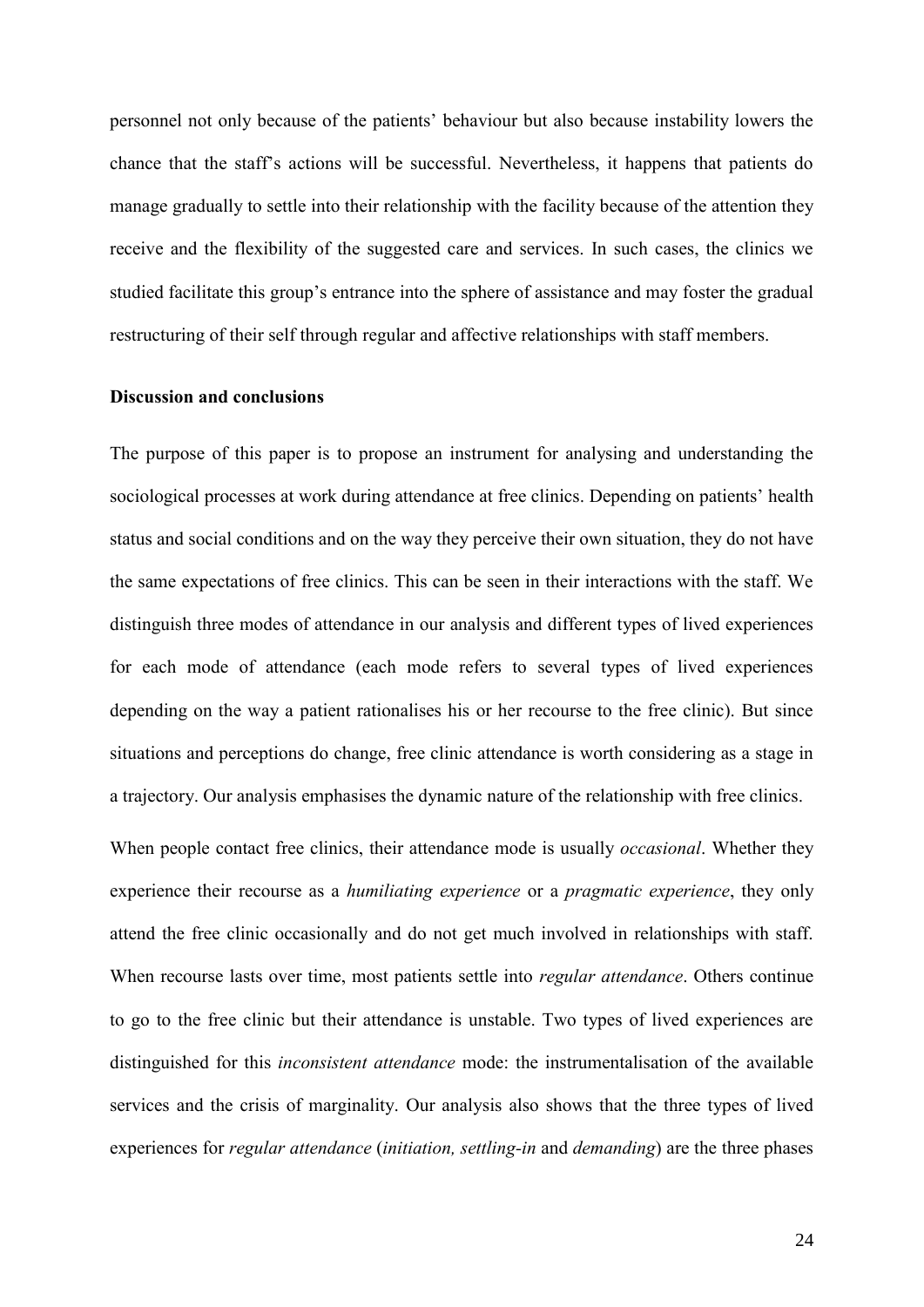personnel not only because of the patients' behaviour but also because instability lowers the chance that the staff's actions will be successful. Nevertheless, it happens that patients do manage gradually to settle into their relationship with the facility because of the attention they receive and the flexibility of the suggested care and services. In such cases, the clinics we studied facilitate this group's entrance into the sphere of assistance and may foster the gradual restructuring of their self through regular and affective relationships with staff members.

## Discussion and conclusions

The purpose of this paper is to propose an instrument for analysing and understanding the sociological processes at work during attendance at free clinics. Depending on patients' health status and social conditions and on the way they perceive their own situation, they do not have the same expectations of free clinics. This can be seen in their interactions with the staff. We distinguish three modes of attendance in our analysis and different types of lived experiences for each mode of attendance (each mode refers to several types of lived experiences depending on the way a patient rationalises his or her recourse to the free clinic). But since situations and perceptions do change, free clinic attendance is worth considering as a stage in a trajectory. Our analysis emphasises the dynamic nature of the relationship with free clinics.

When people contact free clinics, their attendance mode is usually *occasional*. Whether they experience their recourse as a *humiliating experience* or a *pragmatic experience*, they only attend the free clinic occasionally and do not get much involved in relationships with staff. When recourse lasts over time, most patients settle into *regular attendance*. Others continue to go to the free clinic but their attendance is unstable. Two types of lived experiences are distinguished for this *inconsistent attendance* mode: the instrumentalisation of the available services and the crisis of marginality. Our analysis also shows that the three types of lived experiences for *regular attendance* (*initiation, settling-in* and *demanding*) are the three phases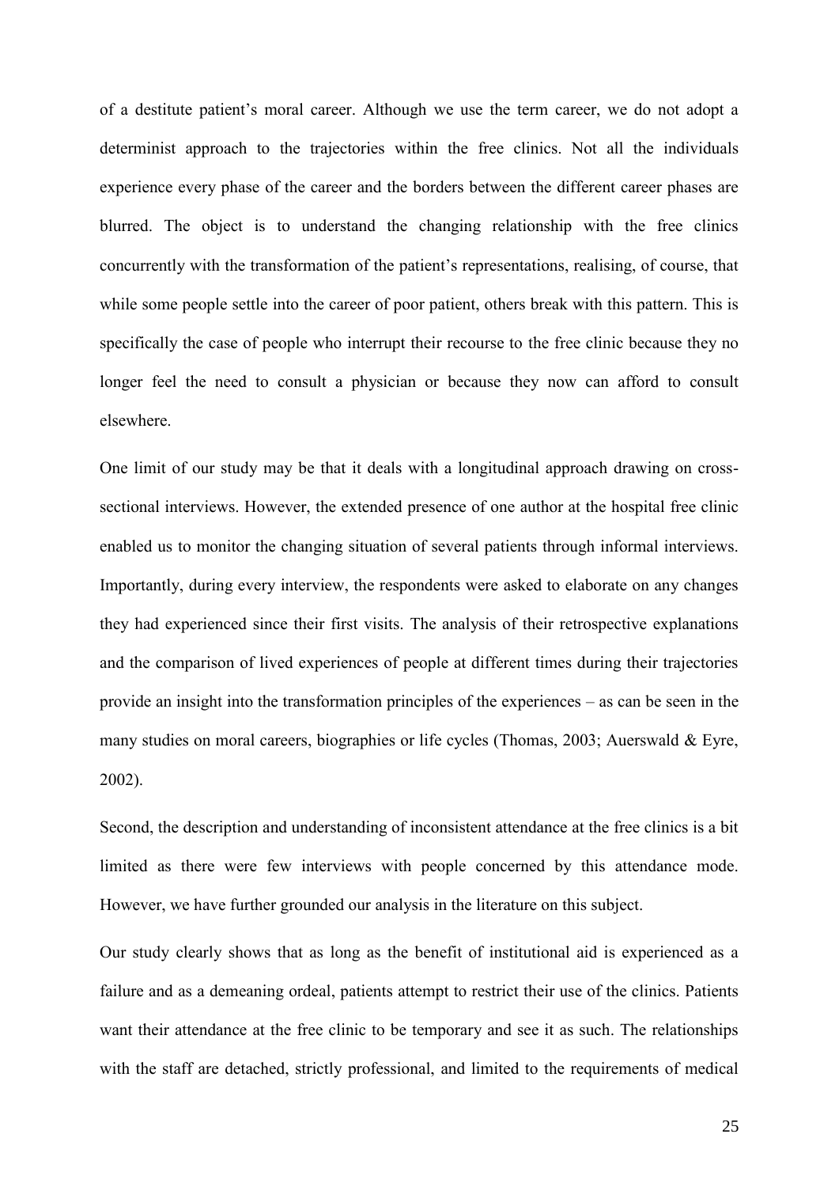of a destitute patient's moral career. Although we use the term career, we do not adopt a determinist approach to the trajectories within the free clinics. Not all the individuals experience every phase of the career and the borders between the different career phases are blurred. The object is to understand the changing relationship with the free clinics concurrently with the transformation of the patient's representations, realising, of course, that while some people settle into the career of poor patient, others break with this pattern. This is specifically the case of people who interrupt their recourse to the free clinic because they no longer feel the need to consult a physician or because they now can afford to consult elsewhere.

One limit of our study may be that it deals with a longitudinal approach drawing on cross-sectional interviews. However, the extended presence of one author at the hospital free clinic enabled us to monitor the changing situation of several patients through informal interviews. Importantly, during every interview, the respondents were asked to elaborate on any changes they had experienced since their first visits. The analysis of their retrospective explanations and the comparison of lived experiences of people at different times during their trajectories provide an insight into the transformation principles of the experiences – as can be seen in the many studies on moral careers, biographies or life cycles (Thomas, 2003; Auerswald & Eyre, 2002).

Second, the description and understanding of inconsistent attendance at the free clinics is a bit limited as there were few interviews with people concerned by this attendance mode. However, we have further grounded our analysis in the literature on this subject.

Our study clearly shows that as long as the benefit of institutional aid is experienced as a failure and as a demeaning ordeal, patients attempt to restrict their use of the clinics. Patients want their attendance at the free clinic to be temporary and see it as such. The relationships with the staff are detached, strictly professional, and limited to the requirements of medical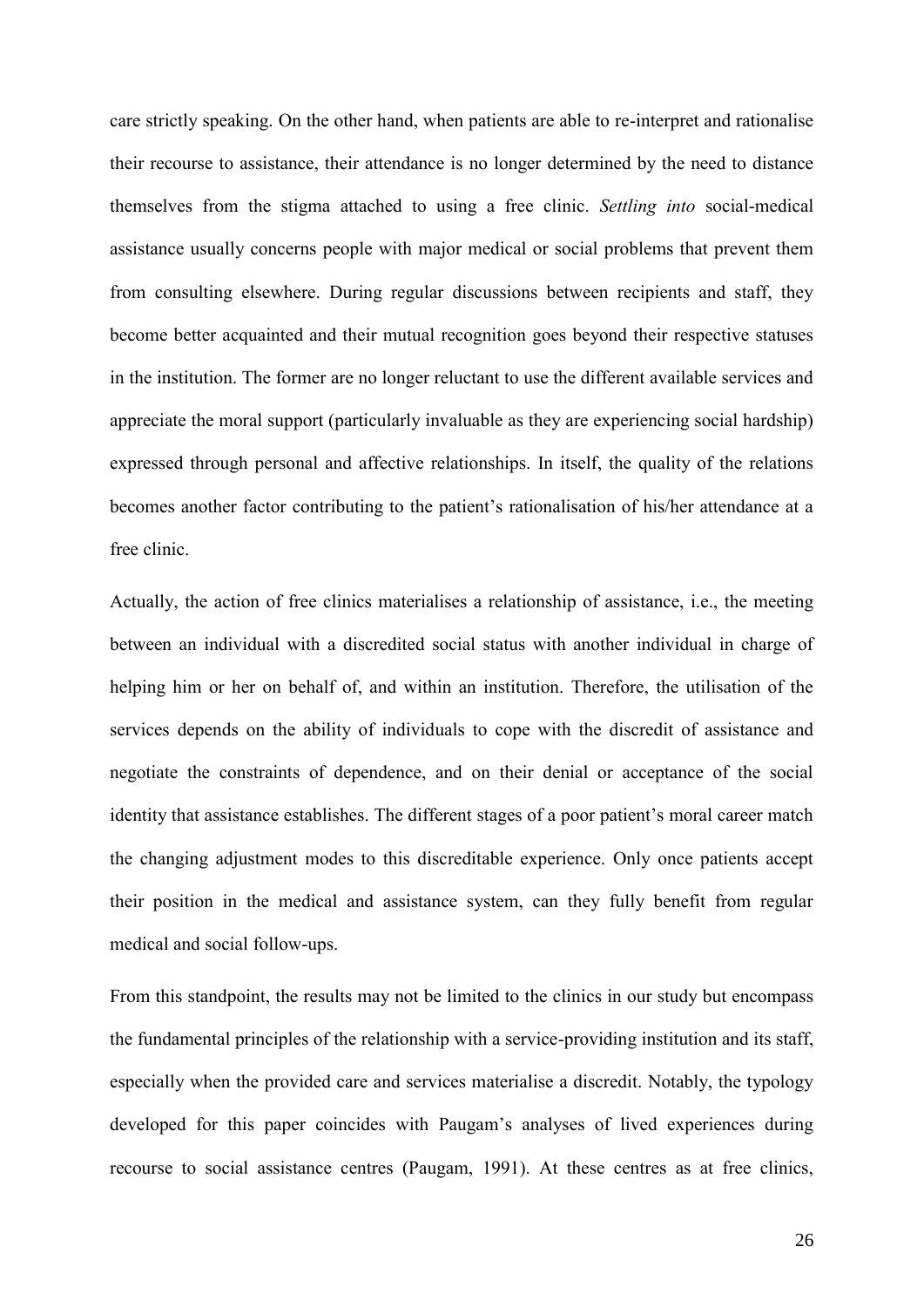care strictly speaking. On the other hand, when patients are able to re-interpret and rationalise their recourse to assistance, their attendance is no longer determined by the need to distance themselves from the stigma attached to using a free clinic. *Settling into* social-medical assistance usually concerns people with major medical or social problems that prevent them from consulting elsewhere. During regular discussions between recipients and staff, they become better acquainted and their mutual recognition goes beyond their respective statuses in the institution. The former are no longer reluctant to use the different available services and appreciate the moral support (particularly invaluable as they are experiencing social hardship) expressed through personal and affective relationships. In itself, the quality of the relations becomes another factor contributing to the patient's rationalisation of his/her attendance at a free clinic.

Actually, the action of free clinics materialises a relationship of assistance, i.e., the meeting between an individual with a discredited social status with another individual in charge of helping him or her on behalf of, and within an institution. Therefore, the utilisation of the services depends on the ability of individuals to cope with the discredit of assistance and negotiate the constraints of dependence, and on their denial or acceptance of the social identity that assistance establishes. The different stages of a poor patient's moral career match the changing adjustment modes to this discreditable experience. Only once patients accept their position in the medical and assistance system, can they fully benefit from regular medical and social follow-ups.

From this standpoint, the results may not be limited to the clinics in our study but encompass the fundamental principles of the relationship with a service-providing institution and its staff, especially when the provided care and services materialise a discredit. Notably, the typology developed for this paper coincides with Paugam's analyses of lived experiences during recourse to social assistance centres (Paugam, 1991). At these centres as at free clinics,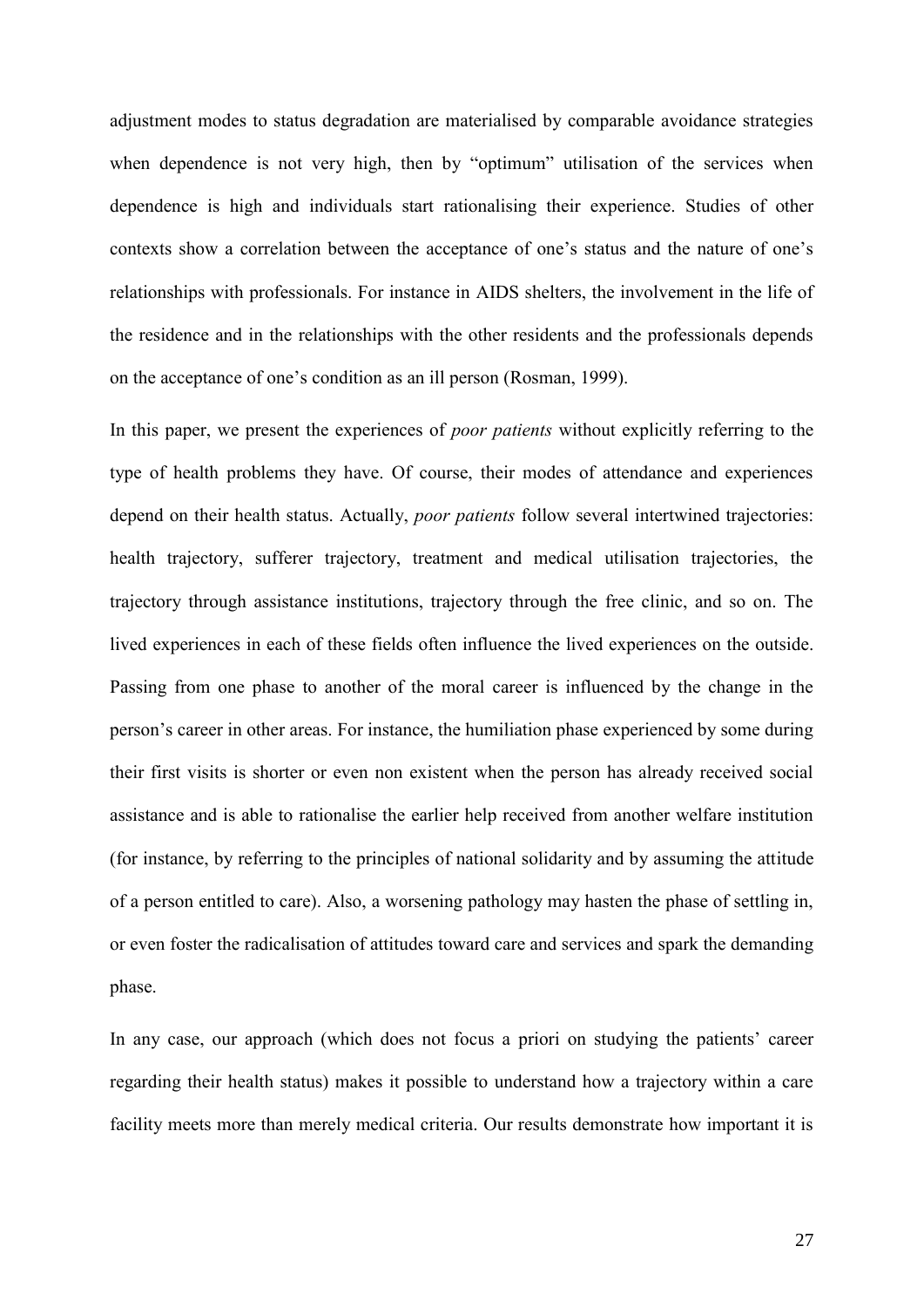adjustment modes to status degradation are materialised by comparable avoidance strategies when dependence is not very high, then by "optimum" utilisation of the services when dependence is high and individuals start rationalising their experience. Studies of other contexts show a correlation between the acceptance of one's status and the nature of one's relationships with professionals. For instance in AIDS shelters, the involvement in the life of the residence and in the relationships with the other residents and the professionals depends on the acceptance of one's condition as an ill person (Rosman, 1999).

In this paper, we present the experiences of *poor patients* without explicitly referring to the type of health problems they have. Of course, their modes of attendance and experiences depend on their health status. Actually, *poor patients* follow several intertwined trajectories: health trajectory, sufferer trajectory, treatment and medical utilisation trajectories, the trajectory through assistance institutions, trajectory through the free clinic, and so on. The lived experiences in each of these fields often influence the lived experiences on the outside. Passing from one phase to another of the moral career is influenced by the change in the person's career in other areas. For instance, the humiliation phase experienced by some during their first visits is shorter or even non existent when the person has already received social assistance and is able to rationalise the earlier help received from another welfare institution (for instance, by referring to the principles of national solidarity and by assuming the attitude of a person entitled to care). Also, a worsening pathology may hasten the phase of settling in, or even foster the radicalisation of attitudes toward care and services and spark the demanding phase.

In any case, our approach (which does not focus a priori on studying the patients' career regarding their health status) makes it possible to understand how a trajectory within a care facility meets more than merely medical criteria. Our results demonstrate how important it is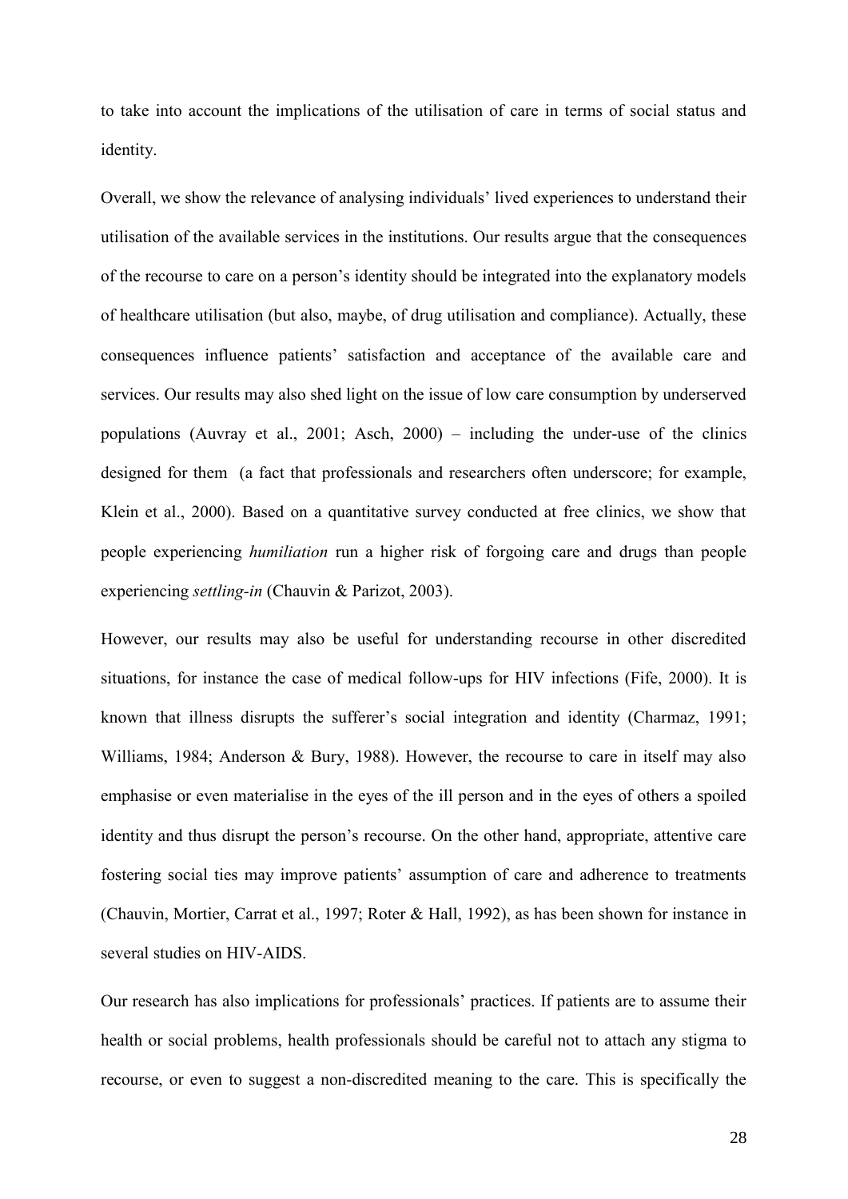to take into account the implications of the utilisation of care in terms of social status and identity.

Overall, we show the relevance of analysing individuals' lived experiences to understand their utilisation of the available services in the institutions. Our results argue that the consequences of the recourse to care on a person's identity should be integrated into the explanatory models of healthcare utilisation (but also, maybe, of drug utilisation and compliance). Actually, these consequences influence patients' satisfaction and acceptance of the available care and services. Our results may also shed light on the issue of low care consumption by underserved populations (Auvray et al., 2001; Asch, 2000) – including the under-use of the clinics designed for them (a fact that professionals and researchers often underscore; for example, Klein et al., 2000). Based on a quantitative survey conducted at free clinics, we show that people experiencing *humiliation* run a higher risk of forgoing care and drugs than people experiencing *settling-in* (Chauvin & Parizot, 2003).

However, our results may also be useful for understanding recourse in other discredited situations, for instance the case of medical follow-ups for HIV infections (Fife, 2000). It is known that illness disrupts the sufferer's social integration and identity (Charmaz, 1991; Williams, 1984; Anderson & Bury, 1988). However, the recourse to care in itself may also emphasise or even materialise in the eyes of the ill person and in the eyes of others a spoiled identity and thus disrupt the person's recourse. On the other hand, appropriate, attentive care fostering social ties may improve patients' assumption of care and adherence to treatments (Chauvin, Mortier, Carrat et al., 1997; Roter & Hall, 1992), as has been shown for instance in several studies on HIV-AIDS.

Our research has also implications for professionals' practices. If patients are to assume their health or social problems, health professionals should be careful not to attach any stigma to recourse, or even to suggest a non-discredited meaning to the care. This is specifically the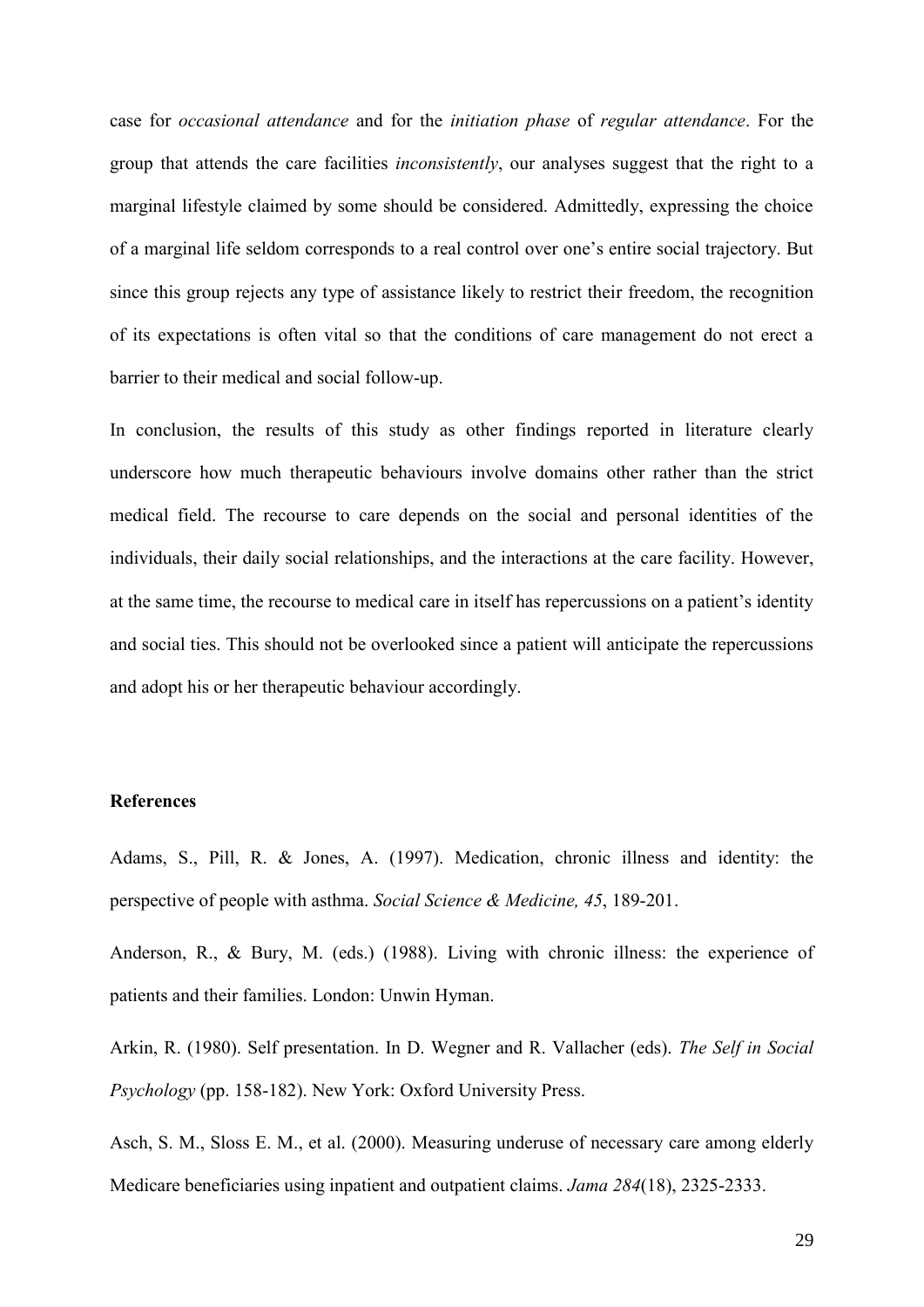case for *occasional attendance* and for the *initiation phase* of *regular attendance*. For the group that attends the care facilities *inconsistently*, our analyses suggest that the right to a marginal lifestyle claimed by some should be considered. Admittedly, expressing the choice of a marginal life seldom corresponds to a real control over one's entire social trajectory. But since this group rejects any type of assistance likely to restrict their freedom, the recognition of its expectations is often vital so that the conditions of care management do not erect a barrier to their medical and social follow-up.

In conclusion, the results of this study as other findings reported in literature clearly underscore how much therapeutic behaviours involve domains other rather than the strict medical field. The recourse to care depends on the social and personal identities of the individuals, their daily social relationships, and the interactions at the care facility. However, at the same time, the recourse to medical care in itself has repercussions on a patient's identity and social ties. This should not be overlooked since a patient will anticipate the repercussions and adopt his or her therapeutic behaviour accordingly.

**References**

Adams, S., Pill, R. & Jones, A. (1997). Medication, chronic illness and identity: the perspective of people with asthma. *Social Science & Medicine, 45*, 189-201.

Anderson, R., & Bury, M. (eds.) (1988). Living with chronic illness: the experience of patients and their families. London: Unwin Hyman.

Arkin, R. (1980). Self presentation. In D. Wegner and R. Vallacher (eds). *The Self in Social Psychology* (pp. 158-182). New York: Oxford University Press.

Asch, S. M., Sloss E. M., et al. (2000). Measuring underuse of necessary care among elderly Medicare beneficiaries using inpatient and outpatient claims. *Jama 284*(18), 2325-2333.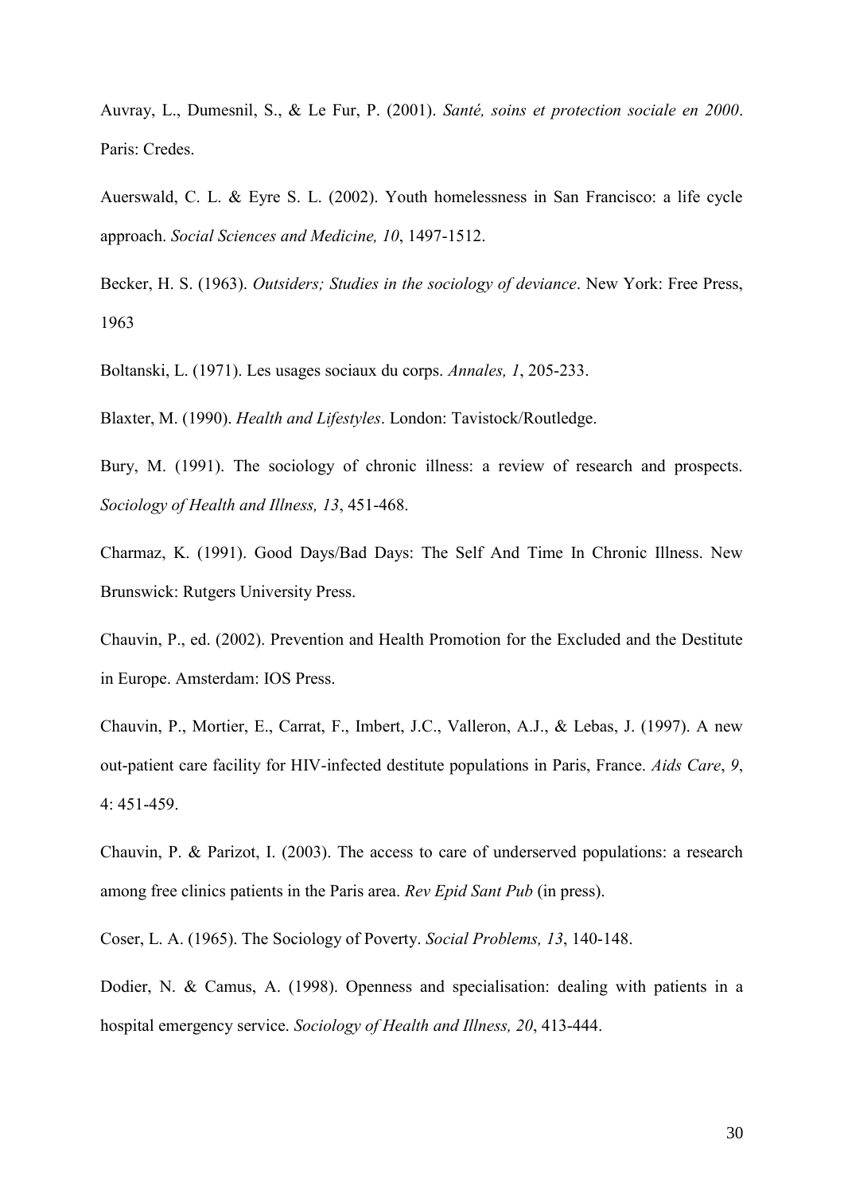Auvray, L., Dumesnil, S., & Le Fur, P. (2001). *Santé, soins et protection sociale en 2000*. Paris: Credes.

Auerswald, C. L. & Eyre S. L. (2002). Youth homelessness in San Francisco: a life cycle approach. *Social Sciences and Medicine, 10*, 1497-1512.

Becker, H. S. (1963). *Outsiders; Studies in the sociology of deviance*. New York: Free Press, 1963

Boltanski, L. (1971). Les usages sociaux du corps. *Annales, 1*, 205-233.

Blaxter, M. (1990). *Health and Lifestyles*. London: Tavistock/Routledge.

Bury, M. (1991). The sociology of chronic illness: a review of research and prospects. *Sociology of Health and Illness, 13*, 451-468.

Charmaz, K. (1991). Good Days/Bad Days: The Self And Time In Chronic Illness. New Brunswick: Rutgers University Press.

Chauvin, P., ed. (2002). Prevention and Health Promotion for the Excluded and the Destitute in Europe. Amsterdam: IOS Press.

Chauvin, P., Mortier, E., Carrat, F., Imbert, J.C., Valleron, A.J., & Lebas, J. (1997). A new out-patient care facility for HIV-infected destitute populations in Paris, France. *Aids Care*, *9*, 4: 451-459.

Chauvin, P. & Parizot, I. (2003). The access to care of underserved populations: a research among free clinics patients in the Paris area. *Rev Epid Sant Pub* (in press).

Coser, L. A. (1965). The Sociology of Poverty. *Social Problems, 13*, 140-148.

Dodier, N. & Camus, A. (1998). Openness and specialisation: dealing with patients in a hospital emergency service. *Sociology of Health and Illness, 20*, 413-444.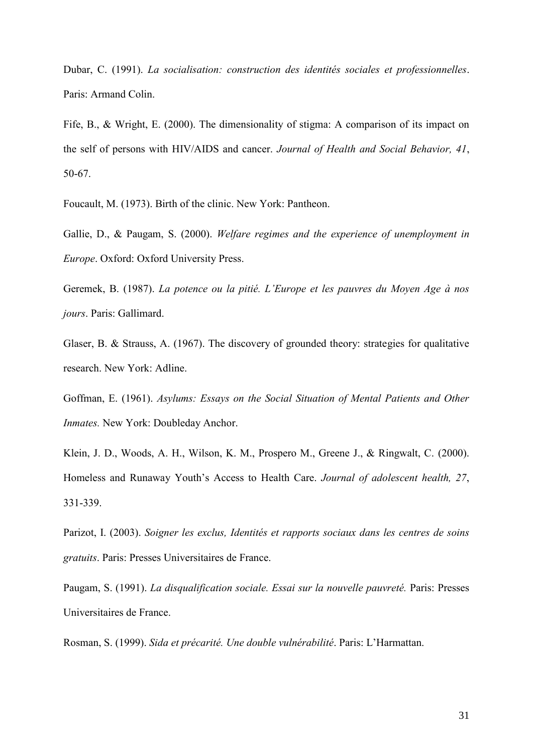Dubar, C. (1991). *La socialisation: construction des identités sociales et professionnelles*. Paris: Armand Colin.

Fife, B., & Wright, E. (2000). The dimensionality of stigma: A comparison of its impact on the self of persons with HIV/AIDS and cancer. *Journal of Health and Social Behavior, 41*, 50-67.

Foucault, M. (1973). Birth of the clinic. New York: Pantheon.

Gallie, D., & Paugam, S. (2000). *Welfare regimes and the experience of unemployment in Europe*. Oxford: Oxford University Press.

Geremek, B. (1987). *La potence ou la pitié. L'Europe et les pauvres du Moyen Age à nos jours*. Paris: Gallimard.

Glaser, B. & Strauss, A. (1967). The discovery of grounded theory: strategies for qualitative research. New York: Adline.

Goffman, E. (1961). *Asylums: Essays on the Social Situation of Mental Patients and Other Inmates.* New York: Doubleday Anchor.

Klein, J. D., Woods, A. H., Wilson, K. M., Prospero M., Greene J., & Ringwalt, C. (2000). Homeless and Runaway Youth's Access to Health Care. *Journal of adolescent health, 27*, 331-339.

Parizot, I. (2003). *Soigner les exclus, Identités et rapports sociaux dans les centres de soins gratuits*. Paris: Presses Universitaires de France.

Paugam, S. (1991). *La disqualification sociale. Essai sur la nouvelle pauvreté.* Paris: Presses Universitaires de France.

Rosman, S. (1999). *Sida et précarité. Une double vulnérabilité*. Paris: L'Harmattan.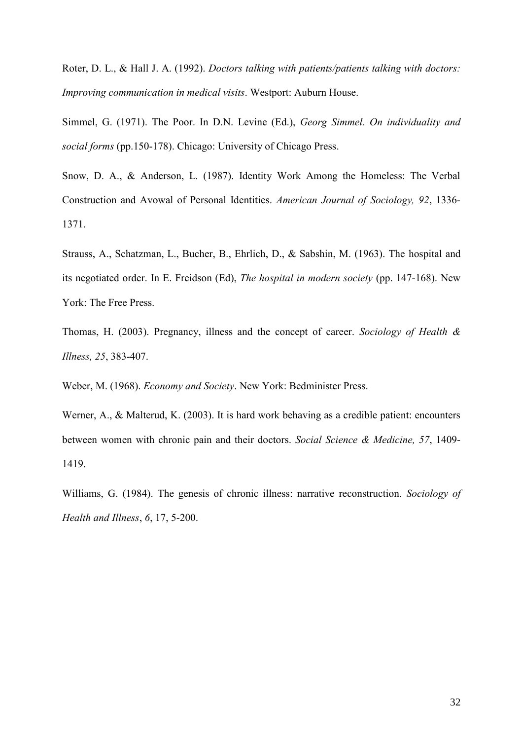Roter, D. L., & Hall J. A. (1992). *Doctors talking with patients/patients talking with doctors: Improving communication in medical visits*. Westport: Auburn House.

Simmel, G. (1971). The Poor. In D.N. Levine (Ed.), *Georg Simmel. On individuality and social forms* (pp.150-178). Chicago: University of Chicago Press.

Snow, D. A., & Anderson, L. (1987). Identity Work Among the Homeless: The Verbal Construction and Avowal of Personal Identities. *American Journal of Sociology, 92*, 1336-1371.

Strauss, A., Schatzman, L., Bucher, B., Ehrlich, D., & Sabshin, M. (1963). The hospital and its negotiated order. In E. Freidson (Ed), *The hospital in modern society* (pp. 147-168). New York: The Free Press.

Thomas, H. (2003). Pregnancy, illness and the concept of career. *Sociology of Health & Illness, 25*, 383-407.

Weber, M. (1968). *Economy and Society*. New York: Bedminister Press.

Werner, A., & Malterud, K. (2003). It is hard work behaving as a credible patient: encounters between women with chronic pain and their doctors. *Social Science & Medicine, 57*, 1409-1419.

Williams, G. (1984). The genesis of chronic illness: narrative reconstruction. *Sociology of Health and Illness*, *6*, 17, 5-200.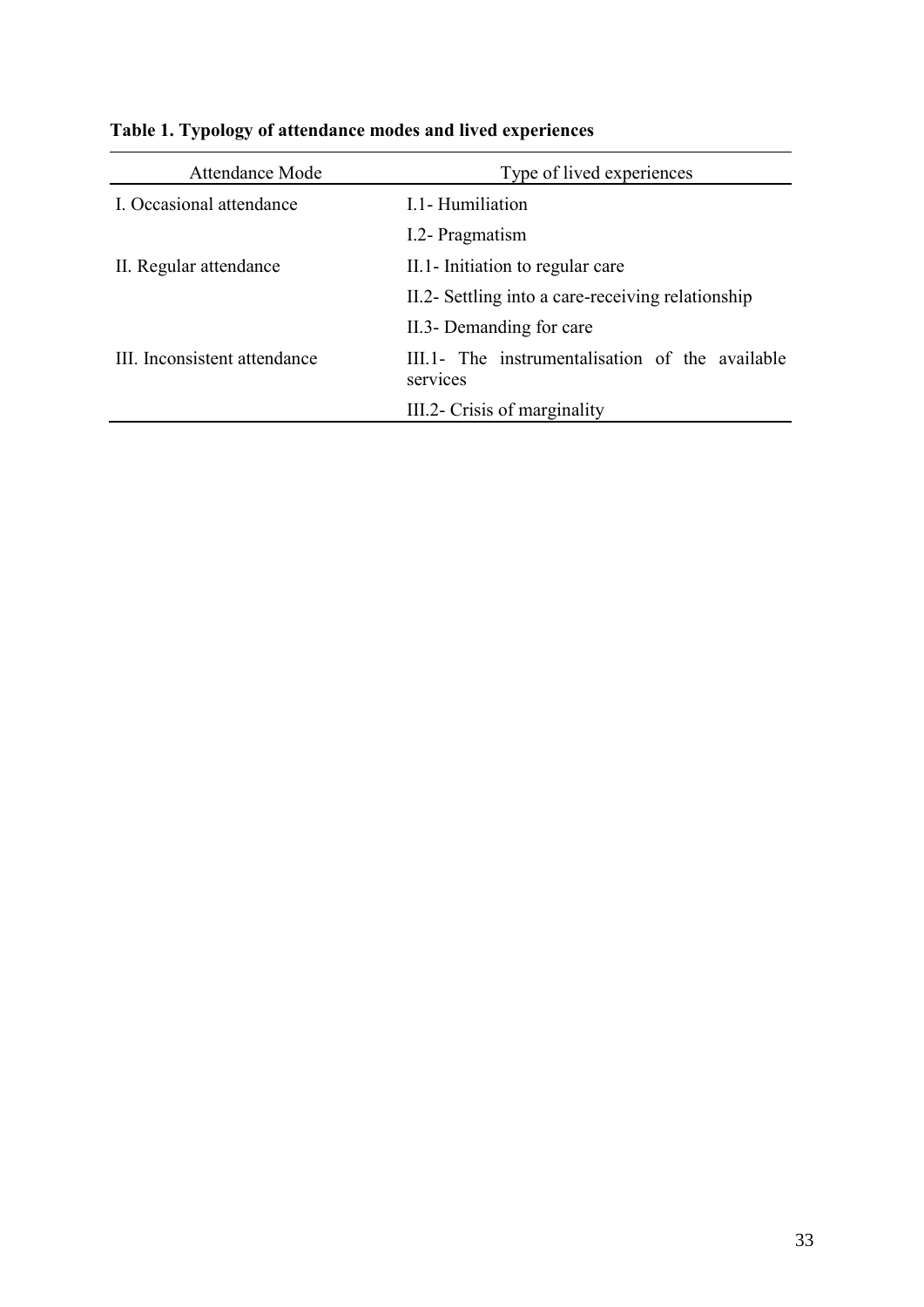**Table 1. Typology of attendance modes and lived experiences**

| Attendance Mode | Type of lived experiences |
| --- | --- |
| I. Occasional attendance | I.1- Humiliation |
| | I.2- Pragmatism |
| II. Regular attendance | II.1- Initiation to regular care |
| | II.2- Settling into a care-receiving relationship |
| | II.3- Demanding for care |
| III. Inconsistent attendance | III.1- The instrumentalisation of the available services |
| | III.2- Crisis of marginality |